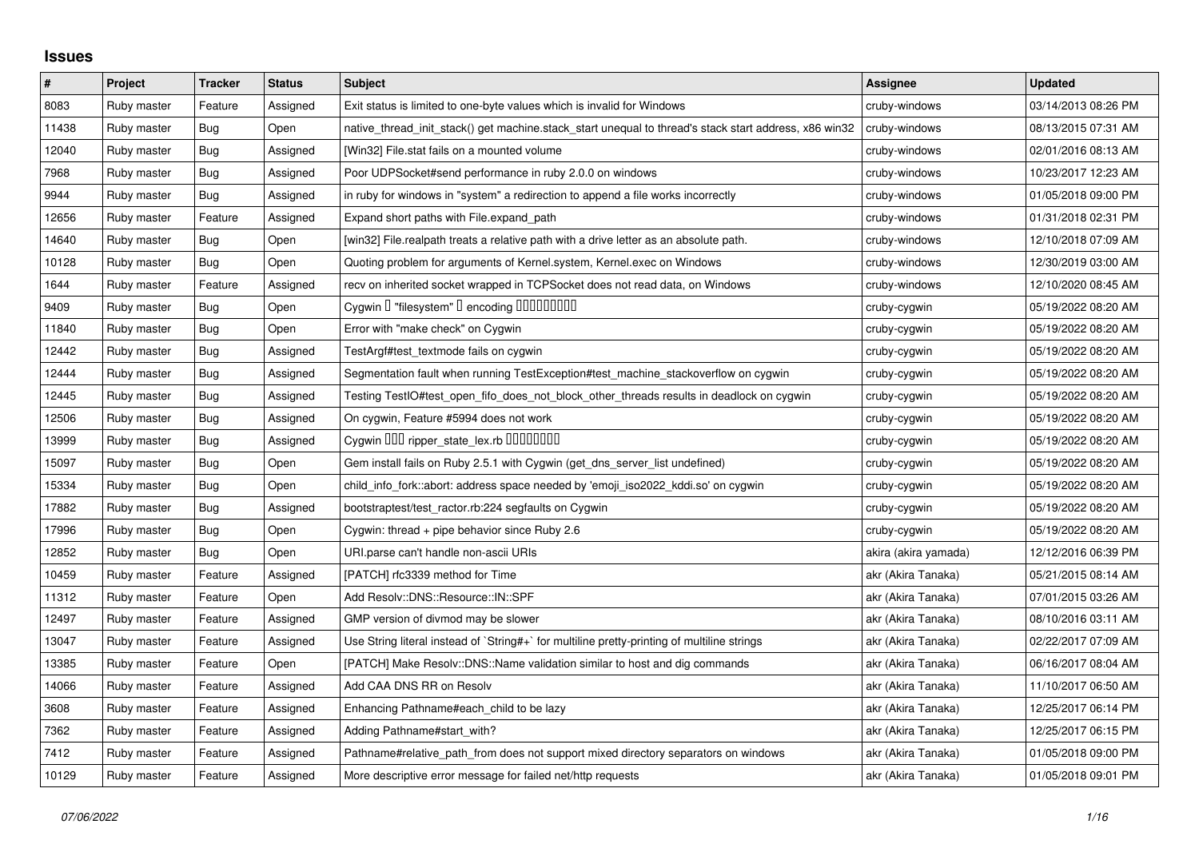## Issues

| # | Project | Tracker | Status | Subject | Assignee | Updated |
|---|---|---|---|---|---|---|
| 8083 | Ruby master | Feature | Assigned | Exit status is limited to one-byte values which is invalid for Windows | cruby-windows | 03/14/2013 08:26 PM |
| 11438 | Ruby master | Bug | Open | native_thread_init_stack() get machine.stack_start unequal to thread's stack start address, x86 win32 | cruby-windows | 08/13/2015 07:31 AM |
| 12040 | Ruby master | Bug | Assigned | [Win32] File.stat fails on a mounted volume | cruby-windows | 02/01/2016 08:13 AM |
| 7968 | Ruby master | Bug | Assigned | Poor UDPSocket#send performance in ruby 2.0.0 on windows | cruby-windows | 10/23/2017 12:23 AM |
| 9944 | Ruby master | Bug | Assigned | in ruby for windows in "system" a redirection to append a file works incorrectly | cruby-windows | 01/05/2018 09:00 PM |
| 12656 | Ruby master | Feature | Assigned | Expand short paths with File.expand_path | cruby-windows | 01/31/2018 02:31 PM |
| 14640 | Ruby master | Bug | Open | [win32] File.realpath treats a relative path with a drive letter as an absolute path. | cruby-windows | 12/10/2018 07:09 AM |
| 10128 | Ruby master | Bug | Open | Quoting problem for arguments of Kernel.system, Kernel.exec on Windows | cruby-windows | 12/30/2019 03:00 AM |
| 1644 | Ruby master | Feature | Assigned | recv on inherited socket wrapped in TCPSocket does not read data, on Windows | cruby-windows | 12/10/2020 08:45 AM |
| 9409 | Ruby master | Bug | Open | Cygwin � "filesystem" � encoding ��������� | cruby-cygwin | 05/19/2022 08:20 AM |
| 11840 | Ruby master | Bug | Open | Error with "make check" on Cygwin | cruby-cygwin | 05/19/2022 08:20 AM |
| 12442 | Ruby master | Bug | Assigned | TestArgf#test_textmode fails on cygwin | cruby-cygwin | 05/19/2022 08:20 AM |
| 12444 | Ruby master | Bug | Assigned | Segmentation fault when running TestException#test_machine_stackoverflow on cygwin | cruby-cygwin | 05/19/2022 08:20 AM |
| 12445 | Ruby master | Bug | Assigned | Testing TestIO#test_open_fifo_does_not_block_other_threads results in deadlock on cygwin | cruby-cygwin | 05/19/2022 08:20 AM |
| 12506 | Ruby master | Bug | Assigned | On cygwin, Feature #5994 does not work | cruby-cygwin | 05/19/2022 08:20 AM |
| 13999 | Ruby master | Bug | Assigned | Cygwin ��� ripper_state_lex.rb �������� | cruby-cygwin | 05/19/2022 08:20 AM |
| 15097 | Ruby master | Bug | Open | Gem install fails on Ruby 2.5.1 with Cygwin (get_dns_server_list undefined) | cruby-cygwin | 05/19/2022 08:20 AM |
| 15334 | Ruby master | Bug | Open | child_info_fork::abort: address space needed by 'emoji_iso2022_kddi.so' on cygwin | cruby-cygwin | 05/19/2022 08:20 AM |
| 17882 | Ruby master | Bug | Assigned | bootstraptest/test_ractor.rb:224 segfaults on Cygwin | cruby-cygwin | 05/19/2022 08:20 AM |
| 17996 | Ruby master | Bug | Open | Cygwin: thread + pipe behavior since Ruby 2.6 | cruby-cygwin | 05/19/2022 08:20 AM |
| 12852 | Ruby master | Bug | Open | URI.parse can't handle non-ascii URIs | akira (akira yamada) | 12/12/2016 06:39 PM |
| 10459 | Ruby master | Feature | Assigned | [PATCH] rfc3339 method for Time | akr (Akira Tanaka) | 05/21/2015 08:14 AM |
| 11312 | Ruby master | Feature | Open | Add Resolv::DNS::Resource::IN::SPF | akr (Akira Tanaka) | 07/01/2015 03:26 AM |
| 12497 | Ruby master | Feature | Assigned | GMP version of divmod may be slower | akr (Akira Tanaka) | 08/10/2016 03:11 AM |
| 13047 | Ruby master | Feature | Assigned | Use String literal instead of `String#+` for multiline pretty-printing of multiline strings | akr (Akira Tanaka) | 02/22/2017 07:09 AM |
| 13385 | Ruby master | Feature | Open | [PATCH] Make Resolv::DNS::Name validation similar to host and dig commands | akr (Akira Tanaka) | 06/16/2017 08:04 AM |
| 14066 | Ruby master | Feature | Assigned | Add CAA DNS RR on Resolv | akr (Akira Tanaka) | 11/10/2017 06:50 AM |
| 3608 | Ruby master | Feature | Assigned | Enhancing Pathname#each_child to be lazy | akr (Akira Tanaka) | 12/25/2017 06:14 PM |
| 7362 | Ruby master | Feature | Assigned | Adding Pathname#start_with? | akr (Akira Tanaka) | 12/25/2017 06:15 PM |
| 7412 | Ruby master | Feature | Assigned | Pathname#relative_path_from does not support mixed directory separators on windows | akr (Akira Tanaka) | 01/05/2018 09:00 PM |
| 10129 | Ruby master | Feature | Assigned | More descriptive error message for failed net/http requests | akr (Akira Tanaka) | 01/05/2018 09:01 PM |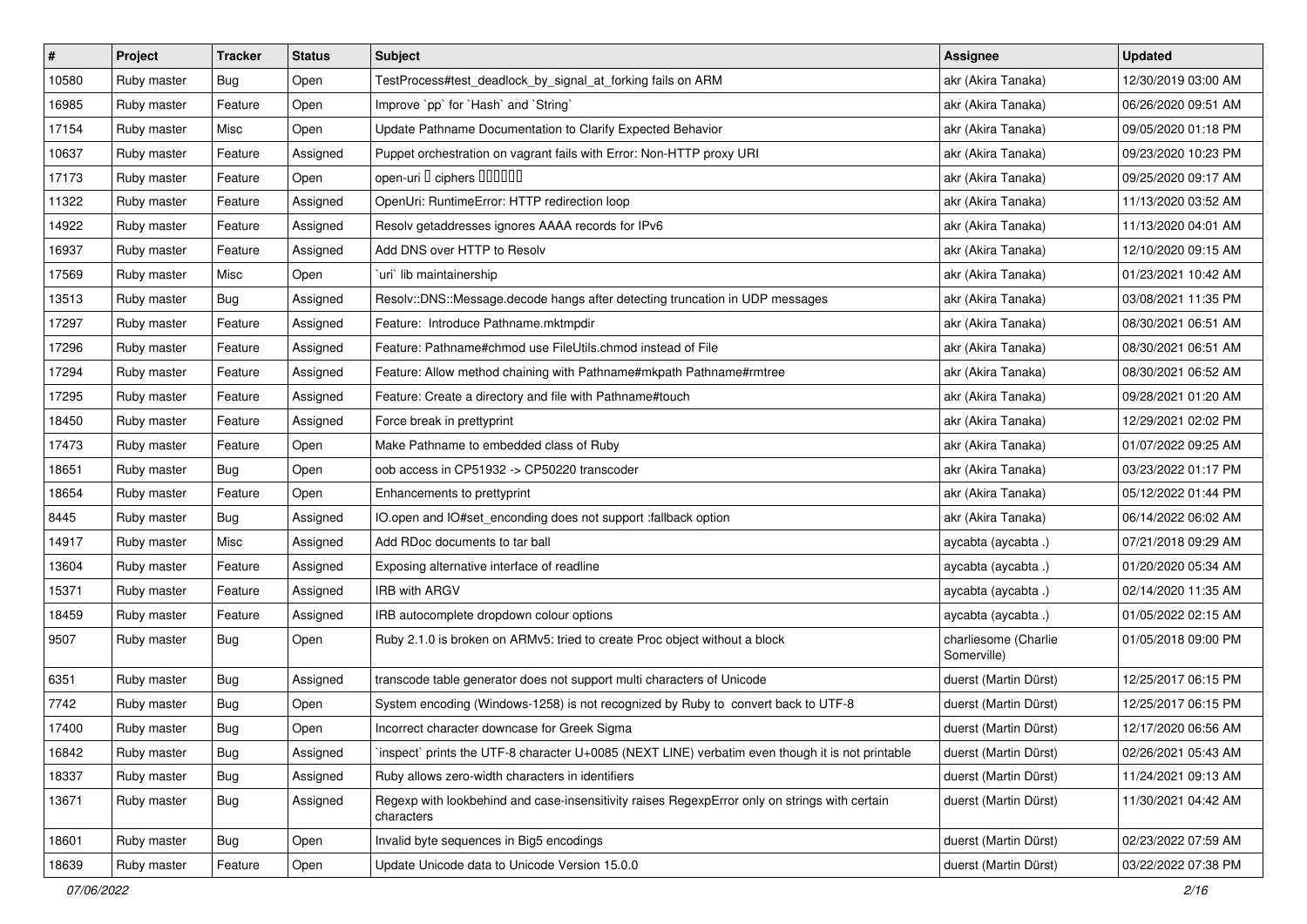| # | Project | Tracker | Status | Subject | Assignee | Updated |
|---|---|---|---|---|---|---|
| 10580 | Ruby master | Bug | Open | TestProcess#test_deadlock_by_signal_at_forking fails on ARM | akr (Akira Tanaka) | 12/30/2019 03:00 AM |
| 16985 | Ruby master | Feature | Open | Improve `pp` for `Hash` and `String` | akr (Akira Tanaka) | 06/26/2020 09:51 AM |
| 17154 | Ruby master | Misc | Open | Update Pathname Documentation to Clarify Expected Behavior | akr (Akira Tanaka) | 09/05/2020 01:18 PM |
| 10637 | Ruby master | Feature | Assigned | Puppet orchestration on vagrant fails with Error: Non-HTTP proxy URI | akr (Akira Tanaka) | 09/23/2020 10:23 PM |
| 17173 | Ruby master | Feature | Open | open-uri � ciphers ������ | akr (Akira Tanaka) | 09/25/2020 09:17 AM |
| 11322 | Ruby master | Feature | Assigned | OpenUri: RuntimeError: HTTP redirection loop | akr (Akira Tanaka) | 11/13/2020 03:52 AM |
| 14922 | Ruby master | Feature | Assigned | Resolv getaddresses ignores AAAA records for IPv6 | akr (Akira Tanaka) | 11/13/2020 04:01 AM |
| 16937 | Ruby master | Feature | Assigned | Add DNS over HTTP to Resolv | akr (Akira Tanaka) | 12/10/2020 09:15 AM |
| 17569 | Ruby master | Misc | Open | `uri` lib maintainership | akr (Akira Tanaka) | 01/23/2021 10:42 AM |
| 13513 | Ruby master | Bug | Assigned | Resolv::DNS::Message.decode hangs after detecting truncation in UDP messages | akr (Akira Tanaka) | 03/08/2021 11:35 PM |
| 17297 | Ruby master | Feature | Assigned | Feature: Introduce Pathname.mktmpdir | akr (Akira Tanaka) | 08/30/2021 06:51 AM |
| 17296 | Ruby master | Feature | Assigned | Feature: Pathname#chmod use FileUtils.chmod instead of File | akr (Akira Tanaka) | 08/30/2021 06:51 AM |
| 17294 | Ruby master | Feature | Assigned | Feature: Allow method chaining with Pathname#mkpath Pathname#rmtree | akr (Akira Tanaka) | 08/30/2021 06:52 AM |
| 17295 | Ruby master | Feature | Assigned | Feature: Create a directory and file with Pathname#touch | akr (Akira Tanaka) | 09/28/2021 01:20 AM |
| 18450 | Ruby master | Feature | Assigned | Force break in prettyprint | akr (Akira Tanaka) | 12/29/2021 02:02 PM |
| 17473 | Ruby master | Feature | Open | Make Pathname to embedded class of Ruby | akr (Akira Tanaka) | 01/07/2022 09:25 AM |
| 18651 | Ruby master | Bug | Open | oob access in CP51932 -> CP50220 transcoder | akr (Akira Tanaka) | 03/23/2022 01:17 PM |
| 18654 | Ruby master | Feature | Open | Enhancements to prettyprint | akr (Akira Tanaka) | 05/12/2022 01:44 PM |
| 8445 | Ruby master | Bug | Assigned | IO.open and IO#set_enconding does not support :fallback option | akr (Akira Tanaka) | 06/14/2022 06:02 AM |
| 14917 | Ruby master | Misc | Assigned | Add RDoc documents to tar ball | aycabta (aycabta .) | 07/21/2018 09:29 AM |
| 13604 | Ruby master | Feature | Assigned | Exposing alternative interface of readline | aycabta (aycabta .) | 01/20/2020 05:34 AM |
| 15371 | Ruby master | Feature | Assigned | IRB with ARGV | aycabta (aycabta .) | 02/14/2020 11:35 AM |
| 18459 | Ruby master | Feature | Assigned | IRB autocomplete dropdown colour options | aycabta (aycabta .) | 01/05/2022 02:15 AM |
| 9507 | Ruby master | Bug | Open | Ruby 2.1.0 is broken on ARMv5: tried to create Proc object without a block | charliesome (Charlie Somerville) | 01/05/2018 09:00 PM |
| 6351 | Ruby master | Bug | Assigned | transcode table generator does not support multi characters of Unicode | duerst (Martin Dürst) | 12/25/2017 06:15 PM |
| 7742 | Ruby master | Bug | Open | System encoding (Windows-1258) is not recognized by Ruby to convert back to UTF-8 | duerst (Martin Dürst) | 12/25/2017 06:15 PM |
| 17400 | Ruby master | Bug | Open | Incorrect character downcase for Greek Sigma | duerst (Martin Dürst) | 12/17/2020 06:56 AM |
| 16842 | Ruby master | Bug | Assigned | `inspect` prints the UTF-8 character U+0085 (NEXT LINE) verbatim even though it is not printable | duerst (Martin Dürst) | 02/26/2021 05:43 AM |
| 18337 | Ruby master | Bug | Assigned | Ruby allows zero-width characters in identifiers | duerst (Martin Dürst) | 11/24/2021 09:13 AM |
| 13671 | Ruby master | Bug | Assigned | Regexp with lookbehind and case-insensitivity raises RegexpError only on strings with certain characters | duerst (Martin Dürst) | 11/30/2021 04:42 AM |
| 18601 | Ruby master | Bug | Open | Invalid byte sequences in Big5 encodings | duerst (Martin Dürst) | 02/23/2022 07:59 AM |
| 18639 | Ruby master | Feature | Open | Update Unicode data to Unicode Version 15.0.0 | duerst (Martin Dürst) | 03/22/2022 07:38 PM |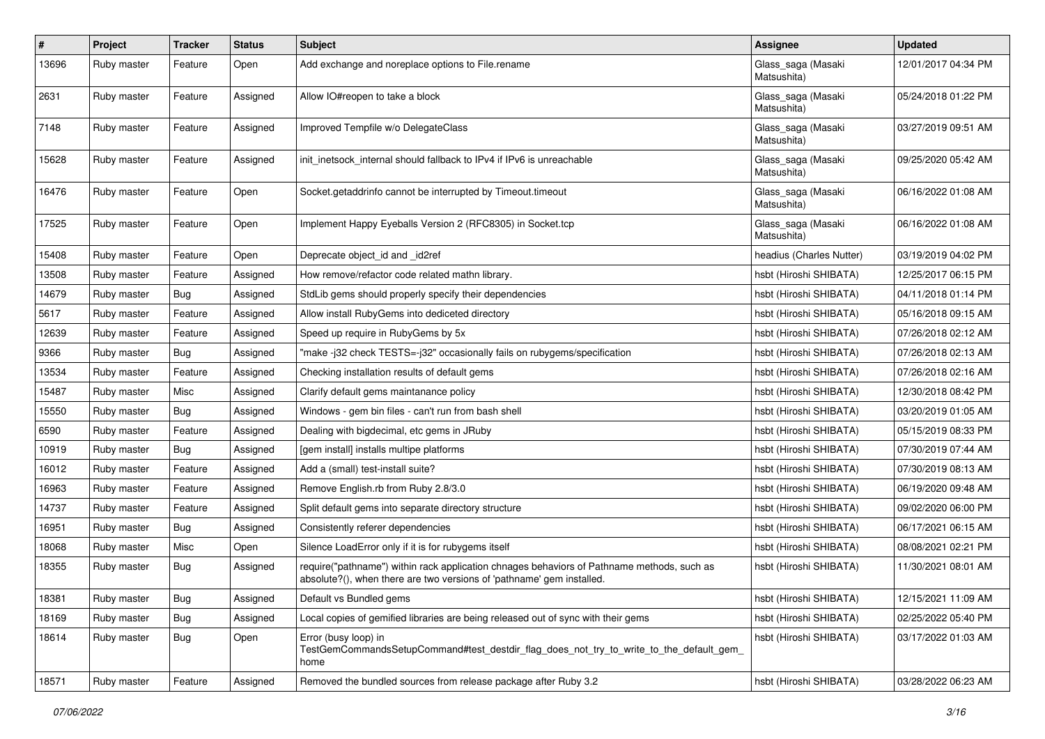| # | Project | Tracker | Status | Subject | Assignee | Updated |
|---|---|---|---|---|---|---|
| 13696 | Ruby master | Feature | Open | Add exchange and noreplace options to File.rename | Glass_saga (Masaki Matsushita) | 12/01/2017 04:34 PM |
| 2631 | Ruby master | Feature | Assigned | Allow IO#reopen to take a block | Glass_saga (Masaki Matsushita) | 05/24/2018 01:22 PM |
| 7148 | Ruby master | Feature | Assigned | Improved Tempfile w/o DelegateClass | Glass_saga (Masaki Matsushita) | 03/27/2019 09:51 AM |
| 15628 | Ruby master | Feature | Assigned | init_inetsock_internal should fallback to IPv4 if IPv6 is unreachable | Glass_saga (Masaki Matsushita) | 09/25/2020 05:42 AM |
| 16476 | Ruby master | Feature | Open | Socket.getaddrinfo cannot be interrupted by Timeout.timeout | Glass_saga (Masaki Matsushita) | 06/16/2022 01:08 AM |
| 17525 | Ruby master | Feature | Open | Implement Happy Eyeballs Version 2 (RFC8305) in Socket.tcp | Glass_saga (Masaki Matsushita) | 06/16/2022 01:08 AM |
| 15408 | Ruby master | Feature | Open | Deprecate object_id and _id2ref | headius (Charles Nutter) | 03/19/2019 04:02 PM |
| 13508 | Ruby master | Feature | Assigned | How remove/refactor code related mathn library. | hsbt (Hiroshi SHIBATA) | 12/25/2017 06:15 PM |
| 14679 | Ruby master | Bug | Assigned | StdLib gems should properly specify their dependencies | hsbt (Hiroshi SHIBATA) | 04/11/2018 01:14 PM |
| 5617 | Ruby master | Feature | Assigned | Allow install RubyGems into dediceted directory | hsbt (Hiroshi SHIBATA) | 05/16/2018 09:15 AM |
| 12639 | Ruby master | Feature | Assigned | Speed up require in RubyGems by 5x | hsbt (Hiroshi SHIBATA) | 07/26/2018 02:12 AM |
| 9366 | Ruby master | Bug | Assigned | "make -j32 check TESTS=-j32" occasionally fails on rubygems/specification | hsbt (Hiroshi SHIBATA) | 07/26/2018 02:13 AM |
| 13534 | Ruby master | Feature | Assigned | Checking installation results of default gems | hsbt (Hiroshi SHIBATA) | 07/26/2018 02:16 AM |
| 15487 | Ruby master | Misc | Assigned | Clarify default gems maintanance policy | hsbt (Hiroshi SHIBATA) | 12/30/2018 08:42 PM |
| 15550 | Ruby master | Bug | Assigned | Windows - gem bin files - can't run from bash shell | hsbt (Hiroshi SHIBATA) | 03/20/2019 01:05 AM |
| 6590 | Ruby master | Feature | Assigned | Dealing with bigdecimal, etc gems in JRuby | hsbt (Hiroshi SHIBATA) | 05/15/2019 08:33 PM |
| 10919 | Ruby master | Bug | Assigned | [gem install] installs multipe platforms | hsbt (Hiroshi SHIBATA) | 07/30/2019 07:44 AM |
| 16012 | Ruby master | Feature | Assigned | Add a (small) test-install suite? | hsbt (Hiroshi SHIBATA) | 07/30/2019 08:13 AM |
| 16963 | Ruby master | Feature | Assigned | Remove English.rb from Ruby 2.8/3.0 | hsbt (Hiroshi SHIBATA) | 06/19/2020 09:48 AM |
| 14737 | Ruby master | Feature | Assigned | Split default gems into separate directory structure | hsbt (Hiroshi SHIBATA) | 09/02/2020 06:00 PM |
| 16951 | Ruby master | Bug | Assigned | Consistently referer dependencies | hsbt (Hiroshi SHIBATA) | 06/17/2021 06:15 AM |
| 18068 | Ruby master | Misc | Open | Silence LoadError only if it is for rubygems itself | hsbt (Hiroshi SHIBATA) | 08/08/2021 02:21 PM |
| 18355 | Ruby master | Bug | Assigned | require("pathname") within rack application chnages behaviors of Pathname methods, such as absolute?(), when there are two versions of 'pathname' gem installed. | hsbt (Hiroshi SHIBATA) | 11/30/2021 08:01 AM |
| 18381 | Ruby master | Bug | Assigned | Default vs Bundled gems | hsbt (Hiroshi SHIBATA) | 12/15/2021 11:09 AM |
| 18169 | Ruby master | Bug | Assigned | Local copies of gemified libraries are being released out of sync with their gems | hsbt (Hiroshi SHIBATA) | 02/25/2022 05:40 PM |
| 18614 | Ruby master | Bug | Open | Error (busy loop) in TestGemCommandsSetupCommand#test_destdir_flag_does_not_try_to_write_to_the_default_gem_home | hsbt (Hiroshi SHIBATA) | 03/17/2022 01:03 AM |
| 18571 | Ruby master | Feature | Assigned | Removed the bundled sources from release package after Ruby 3.2 | hsbt (Hiroshi SHIBATA) | 03/28/2022 06:23 AM |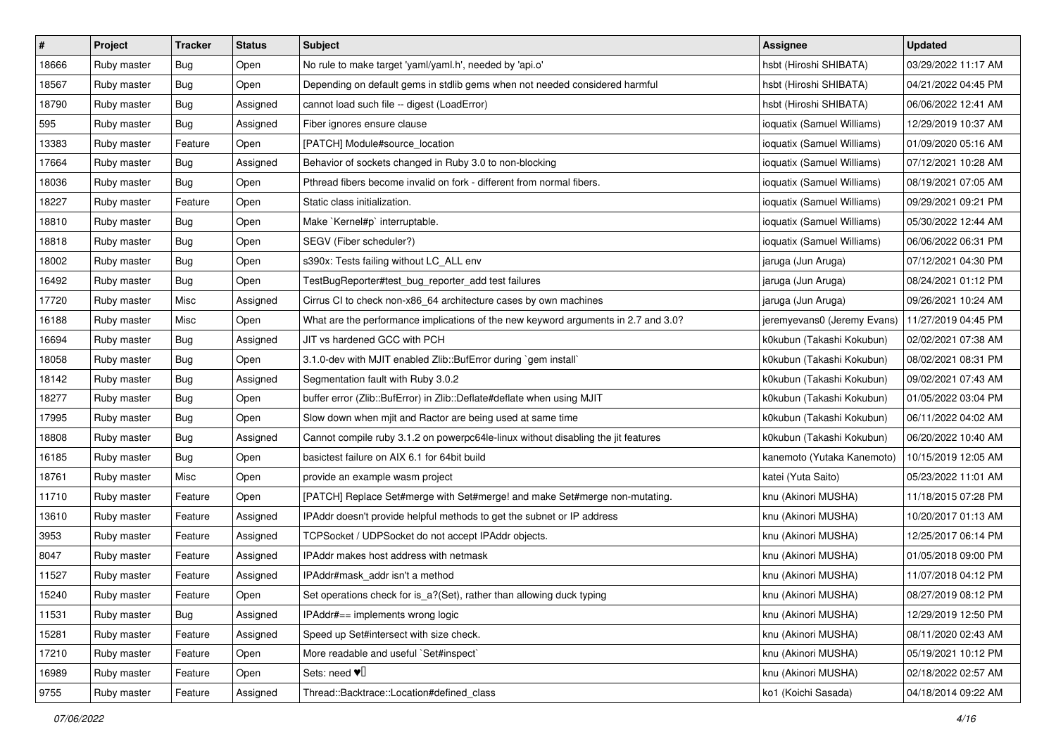| # | Project | Tracker | Status | Subject | Assignee | Updated |
|---|---|---|---|---|---|---|
| 18666 | Ruby master | Bug | Open | No rule to make target 'yaml/yaml.h', needed by 'api.o' | hsbt (Hiroshi SHIBATA) | 03/29/2022 11:17 AM |
| 18567 | Ruby master | Bug | Open | Depending on default gems in stdlib gems when not needed considered harmful | hsbt (Hiroshi SHIBATA) | 04/21/2022 04:45 PM |
| 18790 | Ruby master | Bug | Assigned | cannot load such file -- digest (LoadError) | hsbt (Hiroshi SHIBATA) | 06/06/2022 12:41 AM |
| 595 | Ruby master | Bug | Assigned | Fiber ignores ensure clause | ioquatix (Samuel Williams) | 12/29/2019 10:37 AM |
| 13383 | Ruby master | Feature | Open | [PATCH] Module#source_location | ioquatix (Samuel Williams) | 01/09/2020 05:16 AM |
| 17664 | Ruby master | Bug | Assigned | Behavior of sockets changed in Ruby 3.0 to non-blocking | ioquatix (Samuel Williams) | 07/12/2021 10:28 AM |
| 18036 | Ruby master | Bug | Open | Pthread fibers become invalid on fork - different from normal fibers. | ioquatix (Samuel Williams) | 08/19/2021 07:05 AM |
| 18227 | Ruby master | Feature | Open | Static class initialization. | ioquatix (Samuel Williams) | 09/29/2021 09:21 PM |
| 18810 | Ruby master | Bug | Open | Make `Kernel#p` interruptable. | ioquatix (Samuel Williams) | 05/30/2022 12:44 AM |
| 18818 | Ruby master | Bug | Open | SEGV (Fiber scheduler?) | ioquatix (Samuel Williams) | 06/06/2022 06:31 PM |
| 18002 | Ruby master | Bug | Open | s390x: Tests failing without LC_ALL env | jaruga (Jun Aruga) | 07/12/2021 04:30 PM |
| 16492 | Ruby master | Bug | Open | TestBugReporter#test_bug_reporter_add test failures | jaruga (Jun Aruga) | 08/24/2021 01:12 PM |
| 17720 | Ruby master | Misc | Assigned | Cirrus CI to check non-x86_64 architecture cases by own machines | jaruga (Jun Aruga) | 09/26/2021 10:24 AM |
| 16188 | Ruby master | Misc | Open | What are the performance implications of the new keyword arguments in 2.7 and 3.0? | jeremyevans0 (Jeremy Evans) | 11/27/2019 04:45 PM |
| 16694 | Ruby master | Bug | Assigned | JIT vs hardened GCC with PCH | k0kubun (Takashi Kokubun) | 02/02/2021 07:38 AM |
| 18058 | Ruby master | Bug | Open | 3.1.0-dev with MJIT enabled Zlib::BufError during `gem install` | k0kubun (Takashi Kokubun) | 08/02/2021 08:31 PM |
| 18142 | Ruby master | Bug | Assigned | Segmentation fault with Ruby 3.0.2 | k0kubun (Takashi Kokubun) | 09/02/2021 07:43 AM |
| 18277 | Ruby master | Bug | Open | buffer error (Zlib::BufError) in Zlib::Deflate#deflate when using MJIT | k0kubun (Takashi Kokubun) | 01/05/2022 03:04 PM |
| 17995 | Ruby master | Bug | Open | Slow down when mjit and Ractor are being used at same time | k0kubun (Takashi Kokubun) | 06/11/2022 04:02 AM |
| 18808 | Ruby master | Bug | Assigned | Cannot compile ruby 3.1.2 on powerpc64le-linux without disabling the jit features | k0kubun (Takashi Kokubun) | 06/20/2022 10:40 AM |
| 16185 | Ruby master | Bug | Open | basictest failure on AIX 6.1 for 64bit build | kanemoto (Yutaka Kanemoto) | 10/15/2019 12:05 AM |
| 18761 | Ruby master | Misc | Open | provide an example wasm project | katei (Yuta Saito) | 05/23/2022 11:01 AM |
| 11710 | Ruby master | Feature | Open | [PATCH] Replace Set#merge with Set#merge! and make Set#merge non-mutating. | knu (Akinori MUSHA) | 11/18/2015 07:28 PM |
| 13610 | Ruby master | Feature | Assigned | IPAddr doesn't provide helpful methods to get the subnet or IP address | knu (Akinori MUSHA) | 10/20/2017 01:13 AM |
| 3953 | Ruby master | Feature | Assigned | TCPSocket / UDPSocket do not accept IPAddr objects. | knu (Akinori MUSHA) | 12/25/2017 06:14 PM |
| 8047 | Ruby master | Feature | Assigned | IPAddr makes host address with netmask | knu (Akinori MUSHA) | 01/05/2018 09:00 PM |
| 11527 | Ruby master | Feature | Assigned | IPAddr#mask_addr isn't a method | knu (Akinori MUSHA) | 11/07/2018 04:12 PM |
| 15240 | Ruby master | Feature | Open | Set operations check for is_a?(Set), rather than allowing duck typing | knu (Akinori MUSHA) | 08/27/2019 08:12 PM |
| 11531 | Ruby master | Bug | Assigned | IPAddr#== implements wrong logic | knu (Akinori MUSHA) | 12/29/2019 12:50 PM |
| 15281 | Ruby master | Feature | Assigned | Speed up Set#intersect with size check. | knu (Akinori MUSHA) | 08/11/2020 02:43 AM |
| 17210 | Ruby master | Feature | Open | More readable and useful `Set#inspect` | knu (Akinori MUSHA) | 05/19/2021 10:12 PM |
| 16989 | Ruby master | Feature | Open | Sets: need ♥️ | knu (Akinori MUSHA) | 02/18/2022 02:57 AM |
| 9755 | Ruby master | Feature | Assigned | Thread::Backtrace::Location#defined_class | ko1 (Koichi Sasada) | 04/18/2014 09:22 AM |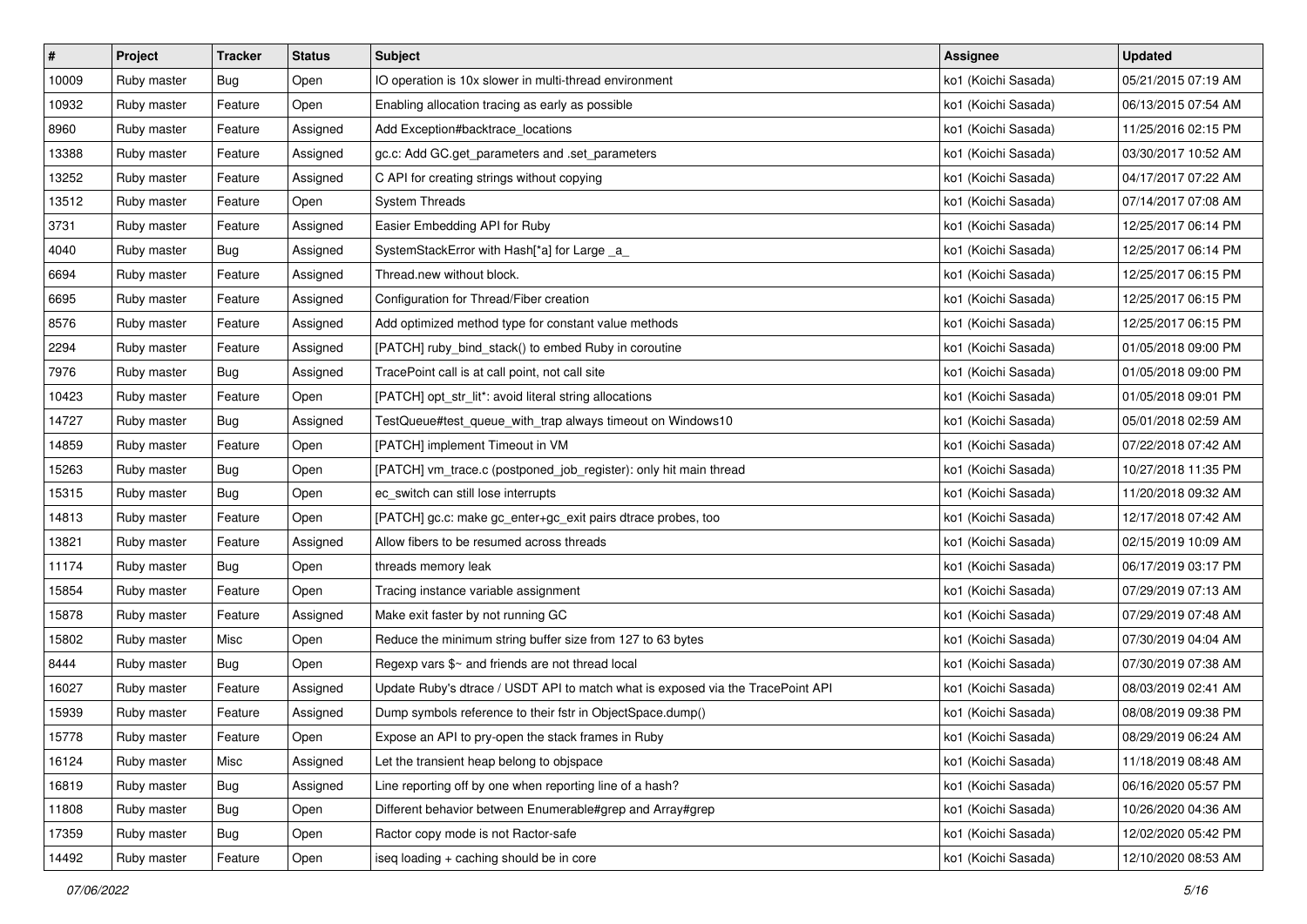| # | Project | Tracker | Status | Subject | Assignee | Updated |
|---|---|---|---|---|---|---|
| 10009 | Ruby master | Bug | Open | IO operation is 10x slower in multi-thread environment | ko1 (Koichi Sasada) | 05/21/2015 07:19 AM |
| 10932 | Ruby master | Feature | Open | Enabling allocation tracing as early as possible | ko1 (Koichi Sasada) | 06/13/2015 07:54 AM |
| 8960 | Ruby master | Feature | Assigned | Add Exception#backtrace_locations | ko1 (Koichi Sasada) | 11/25/2016 02:15 PM |
| 13388 | Ruby master | Feature | Assigned | gc.c: Add GC.get_parameters and .set_parameters | ko1 (Koichi Sasada) | 03/30/2017 10:52 AM |
| 13252 | Ruby master | Feature | Assigned | C API for creating strings without copying | ko1 (Koichi Sasada) | 04/17/2017 07:22 AM |
| 13512 | Ruby master | Feature | Open | System Threads | ko1 (Koichi Sasada) | 07/14/2017 07:08 AM |
| 3731 | Ruby master | Feature | Assigned | Easier Embedding API for Ruby | ko1 (Koichi Sasada) | 12/25/2017 06:14 PM |
| 4040 | Ruby master | Bug | Assigned | SystemStackError with Hash[*a] for Large _a_ | ko1 (Koichi Sasada) | 12/25/2017 06:14 PM |
| 6694 | Ruby master | Feature | Assigned | Thread.new without block. | ko1 (Koichi Sasada) | 12/25/2017 06:15 PM |
| 6695 | Ruby master | Feature | Assigned | Configuration for Thread/Fiber creation | ko1 (Koichi Sasada) | 12/25/2017 06:15 PM |
| 8576 | Ruby master | Feature | Assigned | Add optimized method type for constant value methods | ko1 (Koichi Sasada) | 12/25/2017 06:15 PM |
| 2294 | Ruby master | Feature | Assigned | [PATCH] ruby_bind_stack() to embed Ruby in coroutine | ko1 (Koichi Sasada) | 01/05/2018 09:00 PM |
| 7976 | Ruby master | Bug | Assigned | TracePoint call is at call point, not call site | ko1 (Koichi Sasada) | 01/05/2018 09:00 PM |
| 10423 | Ruby master | Feature | Open | [PATCH] opt_str_lit*: avoid literal string allocations | ko1 (Koichi Sasada) | 01/05/2018 09:01 PM |
| 14727 | Ruby master | Bug | Assigned | TestQueue#test_queue_with_trap always timeout on Windows10 | ko1 (Koichi Sasada) | 05/01/2018 02:59 AM |
| 14859 | Ruby master | Feature | Open | [PATCH] implement Timeout in VM | ko1 (Koichi Sasada) | 07/22/2018 07:42 AM |
| 15263 | Ruby master | Bug | Open | [PATCH] vm_trace.c (postponed_job_register): only hit main thread | ko1 (Koichi Sasada) | 10/27/2018 11:35 PM |
| 15315 | Ruby master | Bug | Open | ec_switch can still lose interrupts | ko1 (Koichi Sasada) | 11/20/2018 09:32 AM |
| 14813 | Ruby master | Feature | Open | [PATCH] gc.c: make gc_enter+gc_exit pairs dtrace probes, too | ko1 (Koichi Sasada) | 12/17/2018 07:42 AM |
| 13821 | Ruby master | Feature | Assigned | Allow fibers to be resumed across threads | ko1 (Koichi Sasada) | 02/15/2019 10:09 AM |
| 11174 | Ruby master | Bug | Open | threads memory leak | ko1 (Koichi Sasada) | 06/17/2019 03:17 PM |
| 15854 | Ruby master | Feature | Open | Tracing instance variable assignment | ko1 (Koichi Sasada) | 07/29/2019 07:13 AM |
| 15878 | Ruby master | Feature | Assigned | Make exit faster by not running GC | ko1 (Koichi Sasada) | 07/29/2019 07:48 AM |
| 15802 | Ruby master | Misc | Open | Reduce the minimum string buffer size from 127 to 63 bytes | ko1 (Koichi Sasada) | 07/30/2019 04:04 AM |
| 8444 | Ruby master | Bug | Open | Regexp vars $~ and friends are not thread local | ko1 (Koichi Sasada) | 07/30/2019 07:38 AM |
| 16027 | Ruby master | Feature | Assigned | Update Ruby's dtrace / USDT API to match what is exposed via the TracePoint API | ko1 (Koichi Sasada) | 08/03/2019 02:41 AM |
| 15939 | Ruby master | Feature | Assigned | Dump symbols reference to their fstr in ObjectSpace.dump() | ko1 (Koichi Sasada) | 08/08/2019 09:38 PM |
| 15778 | Ruby master | Feature | Open | Expose an API to pry-open the stack frames in Ruby | ko1 (Koichi Sasada) | 08/29/2019 06:24 AM |
| 16124 | Ruby master | Misc | Assigned | Let the transient heap belong to objspace | ko1 (Koichi Sasada) | 11/18/2019 08:48 AM |
| 16819 | Ruby master | Bug | Assigned | Line reporting off by one when reporting line of a hash? | ko1 (Koichi Sasada) | 06/16/2020 05:57 PM |
| 11808 | Ruby master | Bug | Open | Different behavior between Enumerable#grep and Array#grep | ko1 (Koichi Sasada) | 10/26/2020 04:36 AM |
| 17359 | Ruby master | Bug | Open | Ractor copy mode is not Ractor-safe | ko1 (Koichi Sasada) | 12/02/2020 05:42 PM |
| 14492 | Ruby master | Feature | Open | iseq loading + caching should be in core | ko1 (Koichi Sasada) | 12/10/2020 08:53 AM |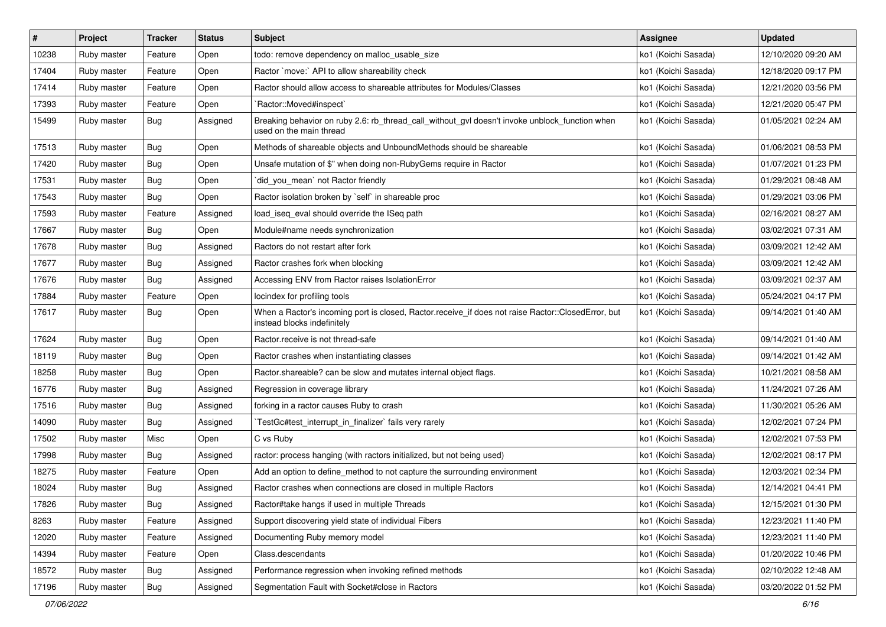| # | Project | Tracker | Status | Subject | Assignee | Updated |
|---|---|---|---|---|---|---|
| 10238 | Ruby master | Feature | Open | todo: remove dependency on malloc_usable_size | ko1 (Koichi Sasada) | 12/10/2020 09:20 AM |
| 17404 | Ruby master | Feature | Open | Ractor `move:` API to allow shareability check | ko1 (Koichi Sasada) | 12/18/2020 09:17 PM |
| 17414 | Ruby master | Feature | Open | Ractor should allow access to shareable attributes for Modules/Classes | ko1 (Koichi Sasada) | 12/21/2020 03:56 PM |
| 17393 | Ruby master | Feature | Open | `Ractor::Moved#inspect` | ko1 (Koichi Sasada) | 12/21/2020 05:47 PM |
| 15499 | Ruby master | Bug | Assigned | Breaking behavior on ruby 2.6: rb_thread_call_without_gvl doesn't invoke unblock_function when used on the main thread | ko1 (Koichi Sasada) | 01/05/2021 02:24 AM |
| 17513 | Ruby master | Bug | Open | Methods of shareable objects and UnboundMethods should be shareable | ko1 (Koichi Sasada) | 01/06/2021 08:53 PM |
| 17420 | Ruby master | Bug | Open | Unsafe mutation of $" when doing non-RubyGems require in Ractor | ko1 (Koichi Sasada) | 01/07/2021 01:23 PM |
| 17531 | Ruby master | Bug | Open | `did_you_mean` not Ractor friendly | ko1 (Koichi Sasada) | 01/29/2021 08:48 AM |
| 17543 | Ruby master | Bug | Open | Ractor isolation broken by `self` in shareable proc | ko1 (Koichi Sasada) | 01/29/2021 03:06 PM |
| 17593 | Ruby master | Feature | Assigned | load_iseq_eval should override the ISeq path | ko1 (Koichi Sasada) | 02/16/2021 08:27 AM |
| 17667 | Ruby master | Bug | Open | Module#name needs synchronization | ko1 (Koichi Sasada) | 03/02/2021 07:31 AM |
| 17678 | Ruby master | Bug | Assigned | Ractors do not restart after fork | ko1 (Koichi Sasada) | 03/09/2021 12:42 AM |
| 17677 | Ruby master | Bug | Assigned | Ractor crashes fork when blocking | ko1 (Koichi Sasada) | 03/09/2021 12:42 AM |
| 17676 | Ruby master | Bug | Assigned | Accessing ENV from Ractor raises IsolationError | ko1 (Koichi Sasada) | 03/09/2021 02:37 AM |
| 17884 | Ruby master | Feature | Open | locindex for profiling tools | ko1 (Koichi Sasada) | 05/24/2021 04:17 PM |
| 17617 | Ruby master | Bug | Open | When a Ractor's incoming port is closed, Ractor.receive_if does not raise Ractor::ClosedError, but instead blocks indefinitely | ko1 (Koichi Sasada) | 09/14/2021 01:40 AM |
| 17624 | Ruby master | Bug | Open | Ractor.receive is not thread-safe | ko1 (Koichi Sasada) | 09/14/2021 01:40 AM |
| 18119 | Ruby master | Bug | Open | Ractor crashes when instantiating classes | ko1 (Koichi Sasada) | 09/14/2021 01:42 AM |
| 18258 | Ruby master | Bug | Open | Ractor.shareable? can be slow and mutates internal object flags. | ko1 (Koichi Sasada) | 10/21/2021 08:58 AM |
| 16776 | Ruby master | Bug | Assigned | Regression in coverage library | ko1 (Koichi Sasada) | 11/24/2021 07:26 AM |
| 17516 | Ruby master | Bug | Assigned | forking in a ractor causes Ruby to crash | ko1 (Koichi Sasada) | 11/30/2021 05:26 AM |
| 14090 | Ruby master | Bug | Assigned | `TestGc#test_interrupt_in_finalizer` fails very rarely | ko1 (Koichi Sasada) | 12/02/2021 07:24 PM |
| 17502 | Ruby master | Misc | Open | C vs Ruby | ko1 (Koichi Sasada) | 12/02/2021 07:53 PM |
| 17998 | Ruby master | Bug | Assigned | ractor: process hanging (with ractors initialized, but not being used) | ko1 (Koichi Sasada) | 12/02/2021 08:17 PM |
| 18275 | Ruby master | Feature | Open | Add an option to define_method to not capture the surrounding environment | ko1 (Koichi Sasada) | 12/03/2021 02:34 PM |
| 18024 | Ruby master | Bug | Assigned | Ractor crashes when connections are closed in multiple Ractors | ko1 (Koichi Sasada) | 12/14/2021 04:41 PM |
| 17826 | Ruby master | Bug | Assigned | Ractor#take hangs if used in multiple Threads | ko1 (Koichi Sasada) | 12/15/2021 01:30 PM |
| 8263 | Ruby master | Feature | Assigned | Support discovering yield state of individual Fibers | ko1 (Koichi Sasada) | 12/23/2021 11:40 PM |
| 12020 | Ruby master | Feature | Assigned | Documenting Ruby memory model | ko1 (Koichi Sasada) | 12/23/2021 11:40 PM |
| 14394 | Ruby master | Feature | Open | Class.descendants | ko1 (Koichi Sasada) | 01/20/2022 10:46 PM |
| 18572 | Ruby master | Bug | Assigned | Performance regression when invoking refined methods | ko1 (Koichi Sasada) | 02/10/2022 12:48 AM |
| 17196 | Ruby master | Bug | Assigned | Segmentation Fault with Socket#close in Ractors | ko1 (Koichi Sasada) | 03/20/2022 01:52 PM |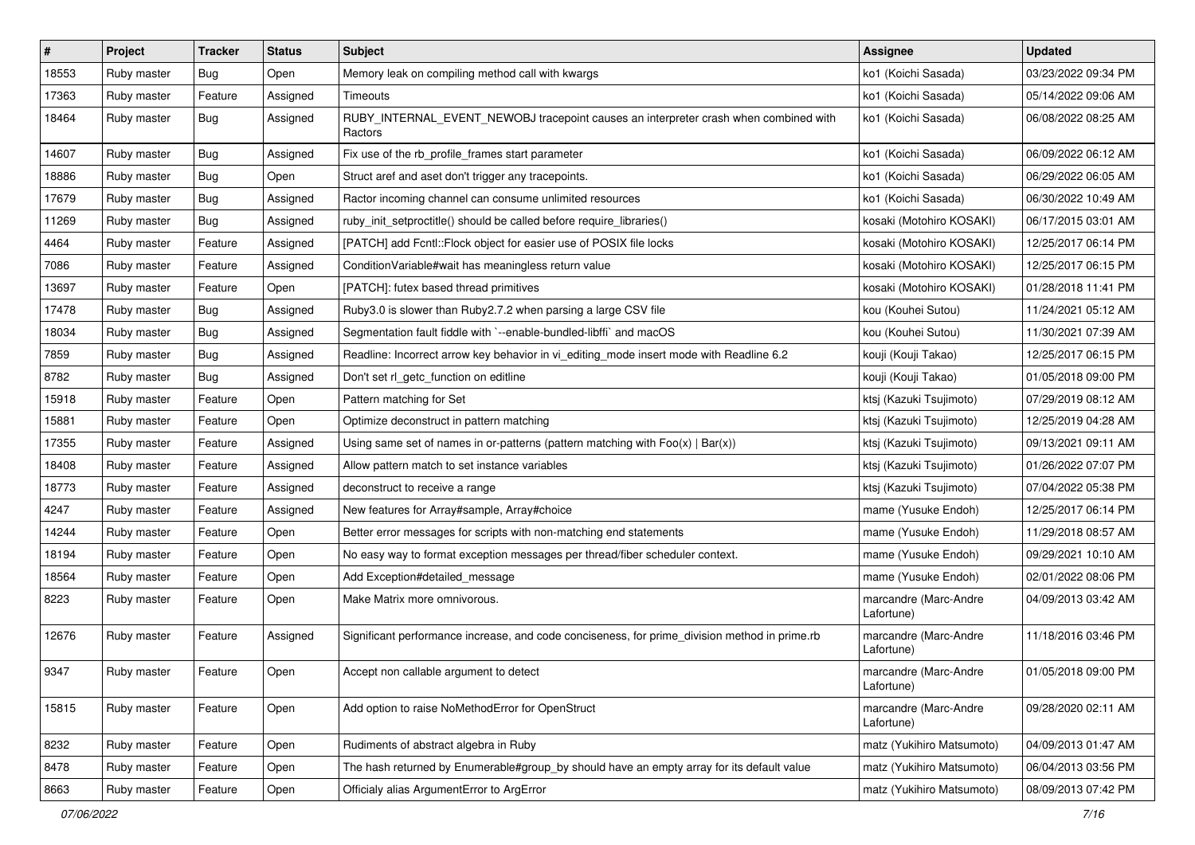| # | Project | Tracker | Status | Subject | Assignee | Updated |
|---|---|---|---|---|---|---|
| 18553 | Ruby master | Bug | Open | Memory leak on compiling method call with kwargs | ko1 (Koichi Sasada) | 03/23/2022 09:34 PM |
| 17363 | Ruby master | Feature | Assigned | Timeouts | ko1 (Koichi Sasada) | 05/14/2022 09:06 AM |
| 18464 | Ruby master | Bug | Assigned | RUBY_INTERNAL_EVENT_NEWOBJ tracepoint causes an interpreter crash when combined with Ractors | ko1 (Koichi Sasada) | 06/08/2022 08:25 AM |
| 14607 | Ruby master | Bug | Assigned | Fix use of the rb_profile_frames start parameter | ko1 (Koichi Sasada) | 06/09/2022 06:12 AM |
| 18886 | Ruby master | Bug | Open | Struct aref and aset don't trigger any tracepoints. | ko1 (Koichi Sasada) | 06/29/2022 06:05 AM |
| 17679 | Ruby master | Bug | Assigned | Ractor incoming channel can consume unlimited resources | ko1 (Koichi Sasada) | 06/30/2022 10:49 AM |
| 11269 | Ruby master | Bug | Assigned | ruby_init_setproctitle() should be called before require_libraries() | kosaki (Motohiro KOSAKI) | 06/17/2015 03:01 AM |
| 4464 | Ruby master | Feature | Assigned | [PATCH] add Fcntl::Flock object for easier use of POSIX file locks | kosaki (Motohiro KOSAKI) | 12/25/2017 06:14 PM |
| 7086 | Ruby master | Feature | Assigned | ConditionVariable#wait has meaningless return value | kosaki (Motohiro KOSAKI) | 12/25/2017 06:15 PM |
| 13697 | Ruby master | Feature | Open | [PATCH]: futex based thread primitives | kosaki (Motohiro KOSAKI) | 01/28/2018 11:41 PM |
| 17478 | Ruby master | Bug | Assigned | Ruby3.0 is slower than Ruby2.7.2 when parsing a large CSV file | kou (Kouhei Sutou) | 11/24/2021 05:12 AM |
| 18034 | Ruby master | Bug | Assigned | Segmentation fault fiddle with `--enable-bundled-libffi` and macOS | kou (Kouhei Sutou) | 11/30/2021 07:39 AM |
| 7859 | Ruby master | Bug | Assigned | Readline: Incorrect arrow key behavior in vi_editing_mode insert mode with Readline 6.2 | kouji (Kouji Takao) | 12/25/2017 06:15 PM |
| 8782 | Ruby master | Bug | Assigned | Don't set rl_getc_function on editline | kouji (Kouji Takao) | 01/05/2018 09:00 PM |
| 15918 | Ruby master | Feature | Open | Pattern matching for Set | ktsj (Kazuki Tsujimoto) | 07/29/2019 08:12 AM |
| 15881 | Ruby master | Feature | Open | Optimize deconstruct in pattern matching | ktsj (Kazuki Tsujimoto) | 12/25/2019 04:28 AM |
| 17355 | Ruby master | Feature | Assigned | Using same set of names in or-patterns (pattern matching with Foo(x) \| Bar(x)) | ktsj (Kazuki Tsujimoto) | 09/13/2021 09:11 AM |
| 18408 | Ruby master | Feature | Assigned | Allow pattern match to set instance variables | ktsj (Kazuki Tsujimoto) | 01/26/2022 07:07 PM |
| 18773 | Ruby master | Feature | Assigned | deconstruct to receive a range | ktsj (Kazuki Tsujimoto) | 07/04/2022 05:38 PM |
| 4247 | Ruby master | Feature | Assigned | New features for Array#sample, Array#choice | mame (Yusuke Endoh) | 12/25/2017 06:14 PM |
| 14244 | Ruby master | Feature | Open | Better error messages for scripts with non-matching end statements | mame (Yusuke Endoh) | 11/29/2018 08:57 AM |
| 18194 | Ruby master | Feature | Open | No easy way to format exception messages per thread/fiber scheduler context. | mame (Yusuke Endoh) | 09/29/2021 10:10 AM |
| 18564 | Ruby master | Feature | Open | Add Exception#detailed_message | mame (Yusuke Endoh) | 02/01/2022 08:06 PM |
| 8223 | Ruby master | Feature | Open | Make Matrix more omnivorous. | marcandre (Marc-Andre Lafortune) | 04/09/2013 03:42 AM |
| 12676 | Ruby master | Feature | Assigned | Significant performance increase, and code conciseness, for prime_division method in prime.rb | marcandre (Marc-Andre Lafortune) | 11/18/2016 03:46 PM |
| 9347 | Ruby master | Feature | Open | Accept non callable argument to detect | marcandre (Marc-Andre Lafortune) | 01/05/2018 09:00 PM |
| 15815 | Ruby master | Feature | Open | Add option to raise NoMethodError for OpenStruct | marcandre (Marc-Andre Lafortune) | 09/28/2020 02:11 AM |
| 8232 | Ruby master | Feature | Open | Rudiments of abstract algebra in Ruby | matz (Yukihiro Matsumoto) | 04/09/2013 01:47 AM |
| 8478 | Ruby master | Feature | Open | The hash returned by Enumerable#group_by should have an empty array for its default value | matz (Yukihiro Matsumoto) | 06/04/2013 03:56 PM |
| 8663 | Ruby master | Feature | Open | Officialy alias ArgumentError to ArgError | matz (Yukihiro Matsumoto) | 08/09/2013 07:42 PM |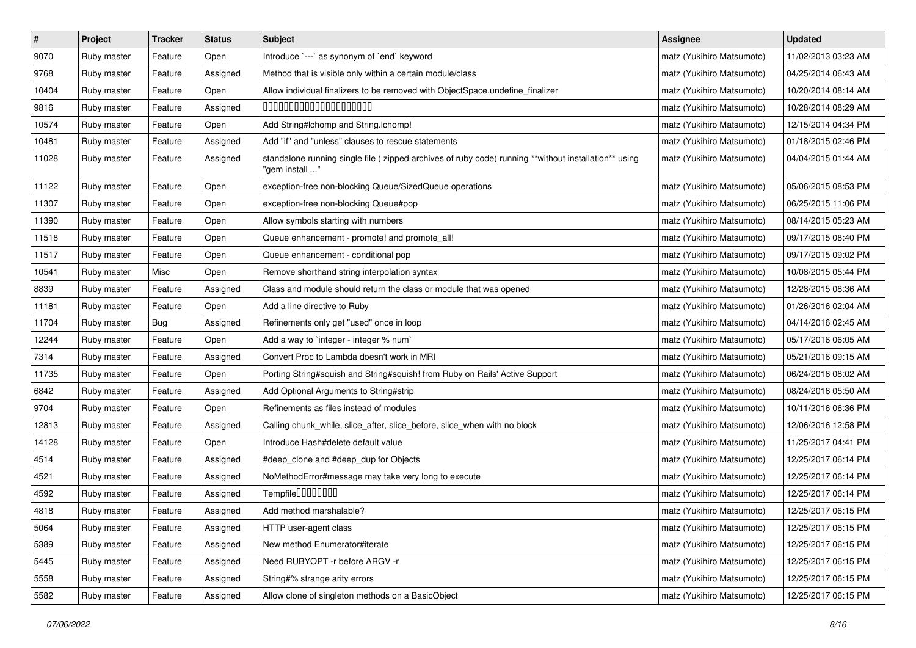| # | Project | Tracker | Status | Subject | Assignee | Updated |
|---|---|---|---|---|---|---|
| 9070 | Ruby master | Feature | Open | Introduce `---` as synonym of `end` keyword | matz (Yukihiro Matsumoto) | 11/02/2013 03:23 AM |
| 9768 | Ruby master | Feature | Assigned | Method that is visible only within a certain module/class | matz (Yukihiro Matsumoto) | 04/25/2014 06:43 AM |
| 10404 | Ruby master | Feature | Open | Allow individual finalizers to be removed with ObjectSpace.undefine_finalizer | matz (Yukihiro Matsumoto) | 10/20/2014 08:14 AM |
| 9816 | Ruby master | Feature | Assigned | 00000000000000000000 | matz (Yukihiro Matsumoto) | 10/28/2014 08:29 AM |
| 10574 | Ruby master | Feature | Open | Add String#lchomp and String.lchomp! | matz (Yukihiro Matsumoto) | 12/15/2014 04:34 PM |
| 10481 | Ruby master | Feature | Assigned | Add "if" and "unless" clauses to rescue statements | matz (Yukihiro Matsumoto) | 01/18/2015 02:46 PM |
| 11028 | Ruby master | Feature | Assigned | standalone running single file ( zipped archives of ruby code) running **without installation** using "gem install ..." | matz (Yukihiro Matsumoto) | 04/04/2015 01:44 AM |
| 11122 | Ruby master | Feature | Open | exception-free non-blocking Queue/SizedQueue operations | matz (Yukihiro Matsumoto) | 05/06/2015 08:53 PM |
| 11307 | Ruby master | Feature | Open | exception-free non-blocking Queue#pop | matz (Yukihiro Matsumoto) | 06/25/2015 11:06 PM |
| 11390 | Ruby master | Feature | Open | Allow symbols starting with numbers | matz (Yukihiro Matsumoto) | 08/14/2015 05:23 AM |
| 11518 | Ruby master | Feature | Open | Queue enhancement - promote! and promote_all! | matz (Yukihiro Matsumoto) | 09/17/2015 08:40 PM |
| 11517 | Ruby master | Feature | Open | Queue enhancement - conditional pop | matz (Yukihiro Matsumoto) | 09/17/2015 09:02 PM |
| 10541 | Ruby master | Misc | Open | Remove shorthand string interpolation syntax | matz (Yukihiro Matsumoto) | 10/08/2015 05:44 PM |
| 8839 | Ruby master | Feature | Assigned | Class and module should return the class or module that was opened | matz (Yukihiro Matsumoto) | 12/28/2015 08:36 AM |
| 11181 | Ruby master | Feature | Open | Add a line directive to Ruby | matz (Yukihiro Matsumoto) | 01/26/2016 02:04 AM |
| 11704 | Ruby master | Bug | Assigned | Refinements only get "used" once in loop | matz (Yukihiro Matsumoto) | 04/14/2016 02:45 AM |
| 12244 | Ruby master | Feature | Open | Add a way to `integer - integer % num` | matz (Yukihiro Matsumoto) | 05/17/2016 06:05 AM |
| 7314 | Ruby master | Feature | Assigned | Convert Proc to Lambda doesn't work in MRI | matz (Yukihiro Matsumoto) | 05/21/2016 09:15 AM |
| 11735 | Ruby master | Feature | Open | Porting String#squish and String#squish! from Ruby on Rails' Active Support | matz (Yukihiro Matsumoto) | 06/24/2016 08:02 AM |
| 6842 | Ruby master | Feature | Assigned | Add Optional Arguments to String#strip | matz (Yukihiro Matsumoto) | 08/24/2016 05:50 AM |
| 9704 | Ruby master | Feature | Open | Refinements as files instead of modules | matz (Yukihiro Matsumoto) | 10/11/2016 06:36 PM |
| 12813 | Ruby master | Feature | Assigned | Calling chunk_while, slice_after, slice_before, slice_when with no block | matz (Yukihiro Matsumoto) | 12/06/2016 12:58 PM |
| 14128 | Ruby master | Feature | Open | Introduce Hash#delete default value | matz (Yukihiro Matsumoto) | 11/25/2017 04:41 PM |
| 4514 | Ruby master | Feature | Assigned | #deep_clone and #deep_dup for Objects | matz (Yukihiro Matsumoto) | 12/25/2017 06:14 PM |
| 4521 | Ruby master | Feature | Assigned | NoMethodError#message may take very long to execute | matz (Yukihiro Matsumoto) | 12/25/2017 06:14 PM |
| 4592 | Ruby master | Feature | Assigned | Tempfile00000000 | matz (Yukihiro Matsumoto) | 12/25/2017 06:14 PM |
| 4818 | Ruby master | Feature | Assigned | Add method marshalable? | matz (Yukihiro Matsumoto) | 12/25/2017 06:15 PM |
| 5064 | Ruby master | Feature | Assigned | HTTP user-agent class | matz (Yukihiro Matsumoto) | 12/25/2017 06:15 PM |
| 5389 | Ruby master | Feature | Assigned | New method Enumerator#iterate | matz (Yukihiro Matsumoto) | 12/25/2017 06:15 PM |
| 5445 | Ruby master | Feature | Assigned | Need RUBYOPT -r before ARGV -r | matz (Yukihiro Matsumoto) | 12/25/2017 06:15 PM |
| 5558 | Ruby master | Feature | Assigned | String#% strange arity errors | matz (Yukihiro Matsumoto) | 12/25/2017 06:15 PM |
| 5582 | Ruby master | Feature | Assigned | Allow clone of singleton methods on a BasicObject | matz (Yukihiro Matsumoto) | 12/25/2017 06:15 PM |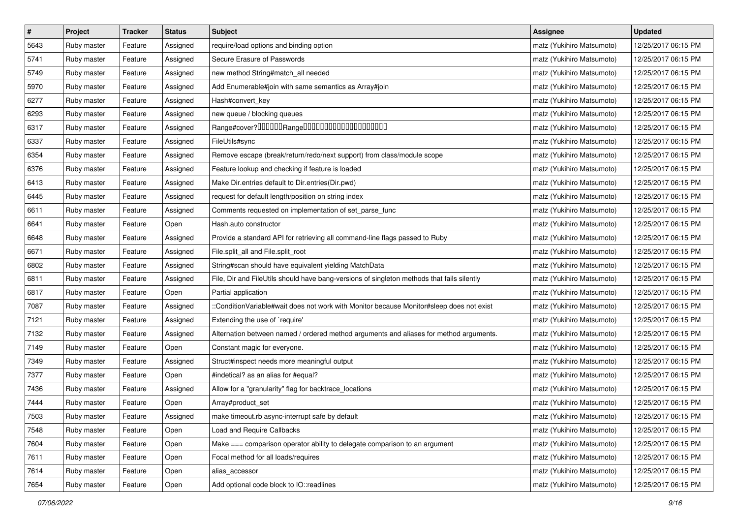| # | Project | Tracker | Status | Subject | Assignee | Updated |
|---|---|---|---|---|---|---|
| 5643 | Ruby master | Feature | Assigned | require/load options and binding option | matz (Yukihiro Matsumoto) | 12/25/2017 06:15 PM |
| 5741 | Ruby master | Feature | Assigned | Secure Erasure of Passwords | matz (Yukihiro Matsumoto) | 12/25/2017 06:15 PM |
| 5749 | Ruby master | Feature | Assigned | new method String#match_all needed | matz (Yukihiro Matsumoto) | 12/25/2017 06:15 PM |
| 5970 | Ruby master | Feature | Assigned | Add Enumerable#join with same semantics as Array#join | matz (Yukihiro Matsumoto) | 12/25/2017 06:15 PM |
| 6277 | Ruby master | Feature | Assigned | Hash#convert_key | matz (Yukihiro Matsumoto) | 12/25/2017 06:15 PM |
| 6293 | Ruby master | Feature | Assigned | new queue / blocking queues | matz (Yukihiro Matsumoto) | 12/25/2017 06:15 PM |
| 6317 | Ruby master | Feature | Assigned | Range#cover?□□□□□□Range□□□□□□□□□□□□□□□□□□□□ | matz (Yukihiro Matsumoto) | 12/25/2017 06:15 PM |
| 6337 | Ruby master | Feature | Assigned | FileUtils#sync | matz (Yukihiro Matsumoto) | 12/25/2017 06:15 PM |
| 6354 | Ruby master | Feature | Assigned | Remove escape (break/return/redo/next support) from class/module scope | matz (Yukihiro Matsumoto) | 12/25/2017 06:15 PM |
| 6376 | Ruby master | Feature | Assigned | Feature lookup and checking if feature is loaded | matz (Yukihiro Matsumoto) | 12/25/2017 06:15 PM |
| 6413 | Ruby master | Feature | Assigned | Make Dir.entries default to Dir.entries(Dir.pwd) | matz (Yukihiro Matsumoto) | 12/25/2017 06:15 PM |
| 6445 | Ruby master | Feature | Assigned | request for default length/position on string index | matz (Yukihiro Matsumoto) | 12/25/2017 06:15 PM |
| 6611 | Ruby master | Feature | Assigned | Comments requested on implementation of set_parse_func | matz (Yukihiro Matsumoto) | 12/25/2017 06:15 PM |
| 6641 | Ruby master | Feature | Open | Hash.auto constructor | matz (Yukihiro Matsumoto) | 12/25/2017 06:15 PM |
| 6648 | Ruby master | Feature | Assigned | Provide a standard API for retrieving all command-line flags passed to Ruby | matz (Yukihiro Matsumoto) | 12/25/2017 06:15 PM |
| 6671 | Ruby master | Feature | Assigned | File.split_all and File.split_root | matz (Yukihiro Matsumoto) | 12/25/2017 06:15 PM |
| 6802 | Ruby master | Feature | Assigned | String#scan should have equivalent yielding MatchData | matz (Yukihiro Matsumoto) | 12/25/2017 06:15 PM |
| 6811 | Ruby master | Feature | Assigned | File, Dir and FileUtils should have bang-versions of singleton methods that fails silently | matz (Yukihiro Matsumoto) | 12/25/2017 06:15 PM |
| 6817 | Ruby master | Feature | Open | Partial application | matz (Yukihiro Matsumoto) | 12/25/2017 06:15 PM |
| 7087 | Ruby master | Feature | Assigned | ::ConditionVariable#wait does not work with Monitor because Monitor#sleep does not exist | matz (Yukihiro Matsumoto) | 12/25/2017 06:15 PM |
| 7121 | Ruby master | Feature | Assigned | Extending the use of `require' | matz (Yukihiro Matsumoto) | 12/25/2017 06:15 PM |
| 7132 | Ruby master | Feature | Assigned | Alternation between named / ordered method arguments and aliases for method arguments. | matz (Yukihiro Matsumoto) | 12/25/2017 06:15 PM |
| 7149 | Ruby master | Feature | Open | Constant magic for everyone. | matz (Yukihiro Matsumoto) | 12/25/2017 06:15 PM |
| 7349 | Ruby master | Feature | Assigned | Struct#inspect needs more meaningful output | matz (Yukihiro Matsumoto) | 12/25/2017 06:15 PM |
| 7377 | Ruby master | Feature | Open | #indetical? as an alias for #equal? | matz (Yukihiro Matsumoto) | 12/25/2017 06:15 PM |
| 7436 | Ruby master | Feature | Assigned | Allow for a "granularity" flag for backtrace_locations | matz (Yukihiro Matsumoto) | 12/25/2017 06:15 PM |
| 7444 | Ruby master | Feature | Open | Array#product_set | matz (Yukihiro Matsumoto) | 12/25/2017 06:15 PM |
| 7503 | Ruby master | Feature | Assigned | make timeout.rb async-interrupt safe by default | matz (Yukihiro Matsumoto) | 12/25/2017 06:15 PM |
| 7548 | Ruby master | Feature | Open | Load and Require Callbacks | matz (Yukihiro Matsumoto) | 12/25/2017 06:15 PM |
| 7604 | Ruby master | Feature | Open | Make === comparison operator ability to delegate comparison to an argument | matz (Yukihiro Matsumoto) | 12/25/2017 06:15 PM |
| 7611 | Ruby master | Feature | Open | Focal method for all loads/requires | matz (Yukihiro Matsumoto) | 12/25/2017 06:15 PM |
| 7614 | Ruby master | Feature | Open | alias_accessor | matz (Yukihiro Matsumoto) | 12/25/2017 06:15 PM |
| 7654 | Ruby master | Feature | Open | Add optional code block to IO::readlines | matz (Yukihiro Matsumoto) | 12/25/2017 06:15 PM |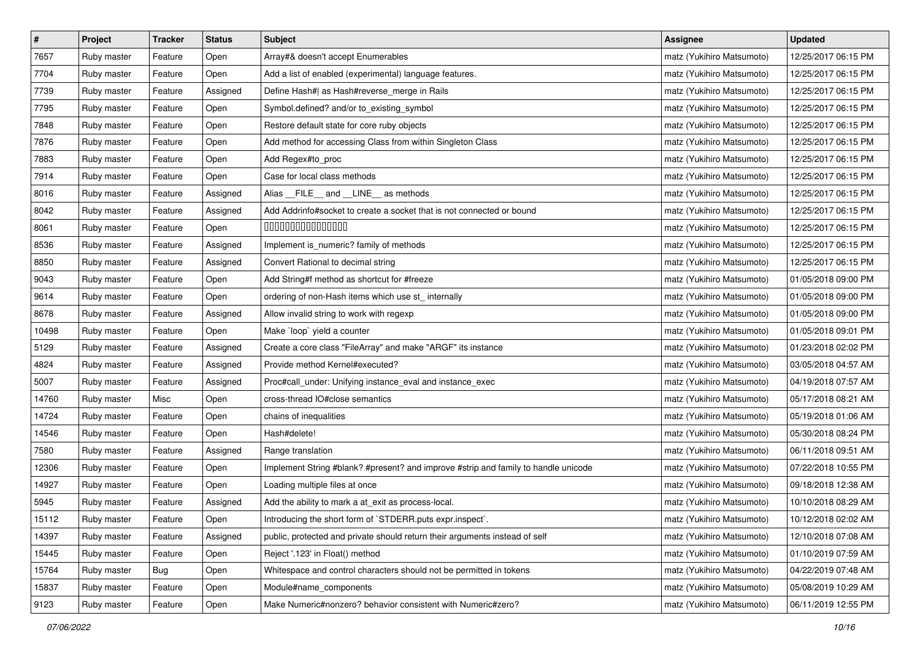| # | Project | Tracker | Status | Subject | Assignee | Updated |
|---|---|---|---|---|---|---|
| 7657 | Ruby master | Feature | Open | Array#& doesn't accept Enumerables | matz (Yukihiro Matsumoto) | 12/25/2017 06:15 PM |
| 7704 | Ruby master | Feature | Open | Add a list of enabled (experimental) language features. | matz (Yukihiro Matsumoto) | 12/25/2017 06:15 PM |
| 7739 | Ruby master | Feature | Assigned | Define Hash#\| as Hash#reverse_merge in Rails | matz (Yukihiro Matsumoto) | 12/25/2017 06:15 PM |
| 7795 | Ruby master | Feature | Open | Symbol.defined? and/or to_existing_symbol | matz (Yukihiro Matsumoto) | 12/25/2017 06:15 PM |
| 7848 | Ruby master | Feature | Open | Restore default state for core ruby objects | matz (Yukihiro Matsumoto) | 12/25/2017 06:15 PM |
| 7876 | Ruby master | Feature | Open | Add method for accessing Class from within Singleton Class | matz (Yukihiro Matsumoto) | 12/25/2017 06:15 PM |
| 7883 | Ruby master | Feature | Open | Add Regex#to_proc | matz (Yukihiro Matsumoto) | 12/25/2017 06:15 PM |
| 7914 | Ruby master | Feature | Open | Case for local class methods | matz (Yukihiro Matsumoto) | 12/25/2017 06:15 PM |
| 8016 | Ruby master | Feature | Assigned | Alias __FILE__ and __LINE__ as methods | matz (Yukihiro Matsumoto) | 12/25/2017 06:15 PM |
| 8042 | Ruby master | Feature | Assigned | Add Addrinfo#socket to create a socket that is not connected or bound | matz (Yukihiro Matsumoto) | 12/25/2017 06:15 PM |
| 8061 | Ruby master | Feature | Open | 0000000000000000 | matz (Yukihiro Matsumoto) | 12/25/2017 06:15 PM |
| 8536 | Ruby master | Feature | Assigned | Implement is_numeric? family of methods | matz (Yukihiro Matsumoto) | 12/25/2017 06:15 PM |
| 8850 | Ruby master | Feature | Assigned | Convert Rational to decimal string | matz (Yukihiro Matsumoto) | 12/25/2017 06:15 PM |
| 9043 | Ruby master | Feature | Open | Add String#f method as shortcut for #freeze | matz (Yukihiro Matsumoto) | 01/05/2018 09:00 PM |
| 9614 | Ruby master | Feature | Open | ordering of non-Hash items which use st_ internally | matz (Yukihiro Matsumoto) | 01/05/2018 09:00 PM |
| 8678 | Ruby master | Feature | Assigned | Allow invalid string to work with regexp | matz (Yukihiro Matsumoto) | 01/05/2018 09:00 PM |
| 10498 | Ruby master | Feature | Open | Make `loop` yield a counter | matz (Yukihiro Matsumoto) | 01/05/2018 09:01 PM |
| 5129 | Ruby master | Feature | Assigned | Create a core class "FileArray" and make "ARGF" its instance | matz (Yukihiro Matsumoto) | 01/23/2018 02:02 PM |
| 4824 | Ruby master | Feature | Assigned | Provide method Kernel#executed? | matz (Yukihiro Matsumoto) | 03/05/2018 04:57 AM |
| 5007 | Ruby master | Feature | Assigned | Proc#call_under: Unifying instance_eval and instance_exec | matz (Yukihiro Matsumoto) | 04/19/2018 07:57 AM |
| 14760 | Ruby master | Misc | Open | cross-thread IO#close semantics | matz (Yukihiro Matsumoto) | 05/17/2018 08:21 AM |
| 14724 | Ruby master | Feature | Open | chains of inequalities | matz (Yukihiro Matsumoto) | 05/19/2018 01:06 AM |
| 14546 | Ruby master | Feature | Open | Hash#delete! | matz (Yukihiro Matsumoto) | 05/30/2018 08:24 PM |
| 7580 | Ruby master | Feature | Assigned | Range translation | matz (Yukihiro Matsumoto) | 06/11/2018 09:51 AM |
| 12306 | Ruby master | Feature | Open | Implement String #blank? #present? and improve #strip and family to handle unicode | matz (Yukihiro Matsumoto) | 07/22/2018 10:55 PM |
| 14927 | Ruby master | Feature | Open | Loading multiple files at once | matz (Yukihiro Matsumoto) | 09/18/2018 12:38 AM |
| 5945 | Ruby master | Feature | Assigned | Add the ability to mark a at_exit as process-local. | matz (Yukihiro Matsumoto) | 10/10/2018 08:29 AM |
| 15112 | Ruby master | Feature | Open | Introducing the short form of `STDERR.puts expr.inspect`. | matz (Yukihiro Matsumoto) | 10/12/2018 02:02 AM |
| 14397 | Ruby master | Feature | Assigned | public, protected and private should return their arguments instead of self | matz (Yukihiro Matsumoto) | 12/10/2018 07:08 AM |
| 15445 | Ruby master | Feature | Open | Reject '.123' in Float() method | matz (Yukihiro Matsumoto) | 01/10/2019 07:59 AM |
| 15764 | Ruby master | Bug | Open | Whitespace and control characters should not be permitted in tokens | matz (Yukihiro Matsumoto) | 04/22/2019 07:48 AM |
| 15837 | Ruby master | Feature | Open | Module#name_components | matz (Yukihiro Matsumoto) | 05/08/2019 10:29 AM |
| 9123 | Ruby master | Feature | Open | Make Numeric#nonzero? behavior consistent with Numeric#zero? | matz (Yukihiro Matsumoto) | 06/11/2019 12:55 PM |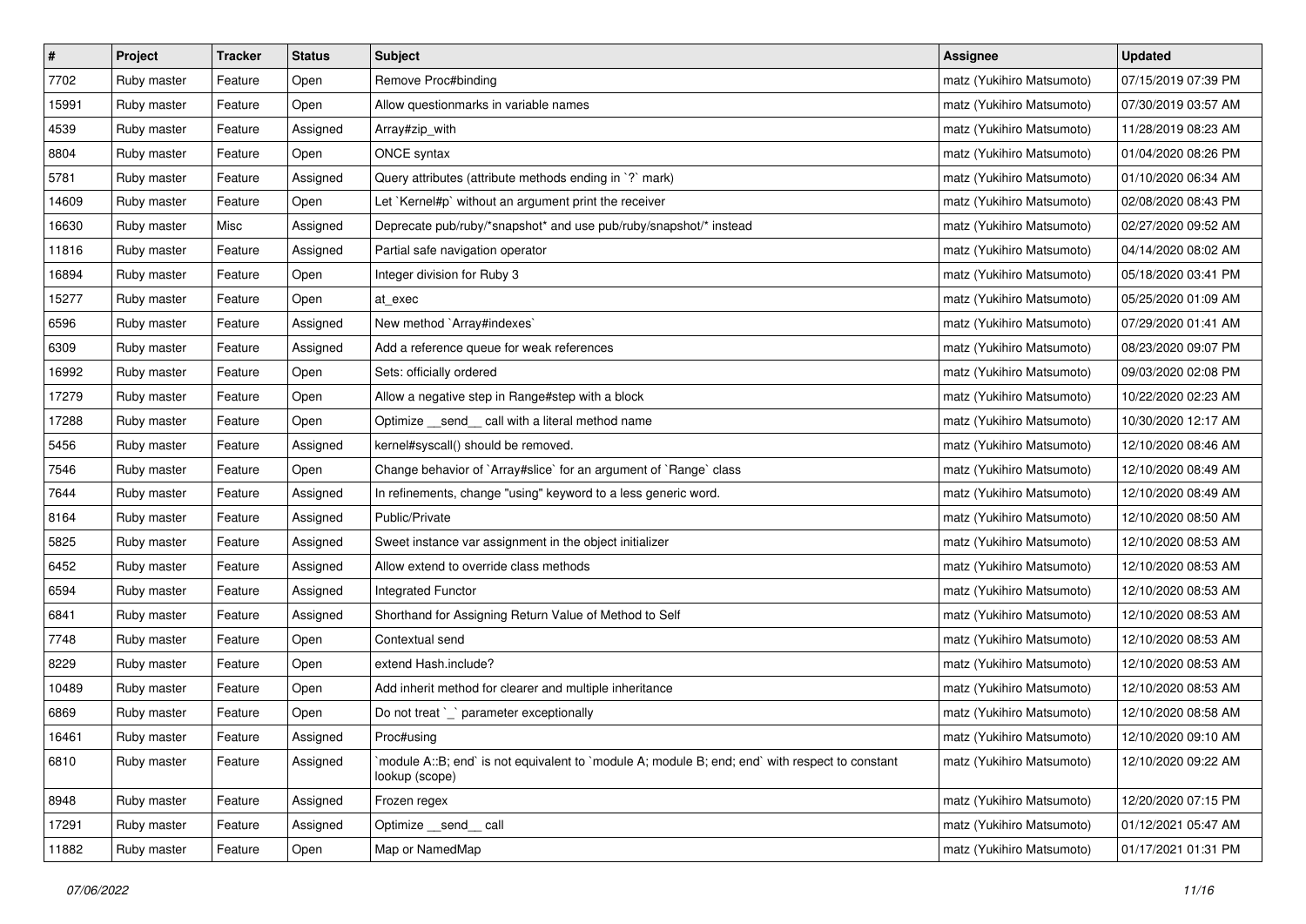| # | Project | Tracker | Status | Subject | Assignee | Updated |
|---|---|---|---|---|---|---|
| 7702 | Ruby master | Feature | Open | Remove Proc#binding | matz (Yukihiro Matsumoto) | 07/15/2019 07:39 PM |
| 15991 | Ruby master | Feature | Open | Allow questionmarks in variable names | matz (Yukihiro Matsumoto) | 07/30/2019 03:57 AM |
| 4539 | Ruby master | Feature | Assigned | Array#zip_with | matz (Yukihiro Matsumoto) | 11/28/2019 08:23 AM |
| 8804 | Ruby master | Feature | Open | ONCE syntax | matz (Yukihiro Matsumoto) | 01/04/2020 08:26 PM |
| 5781 | Ruby master | Feature | Assigned | Query attributes (attribute methods ending in `?` mark) | matz (Yukihiro Matsumoto) | 01/10/2020 06:34 AM |
| 14609 | Ruby master | Feature | Open | Let `Kernel#p` without an argument print the receiver | matz (Yukihiro Matsumoto) | 02/08/2020 08:43 PM |
| 16630 | Ruby master | Misc | Assigned | Deprecate pub/ruby/*snapshot* and use pub/ruby/snapshot/* instead | matz (Yukihiro Matsumoto) | 02/27/2020 09:52 AM |
| 11816 | Ruby master | Feature | Assigned | Partial safe navigation operator | matz (Yukihiro Matsumoto) | 04/14/2020 08:02 AM |
| 16894 | Ruby master | Feature | Open | Integer division for Ruby 3 | matz (Yukihiro Matsumoto) | 05/18/2020 03:41 PM |
| 15277 | Ruby master | Feature | Open | at_exec | matz (Yukihiro Matsumoto) | 05/25/2020 01:09 AM |
| 6596 | Ruby master | Feature | Assigned | New method `Array#indexes` | matz (Yukihiro Matsumoto) | 07/29/2020 01:41 AM |
| 6309 | Ruby master | Feature | Assigned | Add a reference queue for weak references | matz (Yukihiro Matsumoto) | 08/23/2020 09:07 PM |
| 16992 | Ruby master | Feature | Open | Sets: officially ordered | matz (Yukihiro Matsumoto) | 09/03/2020 02:08 PM |
| 17279 | Ruby master | Feature | Open | Allow a negative step in Range#step with a block | matz (Yukihiro Matsumoto) | 10/22/2020 02:23 AM |
| 17288 | Ruby master | Feature | Open | Optimize __send__ call with a literal method name | matz (Yukihiro Matsumoto) | 10/30/2020 12:17 AM |
| 5456 | Ruby master | Feature | Assigned | kernel#syscall() should be removed. | matz (Yukihiro Matsumoto) | 12/10/2020 08:46 AM |
| 7546 | Ruby master | Feature | Open | Change behavior of `Array#slice` for an argument of `Range` class | matz (Yukihiro Matsumoto) | 12/10/2020 08:49 AM |
| 7644 | Ruby master | Feature | Assigned | In refinements, change "using" keyword to a less generic word. | matz (Yukihiro Matsumoto) | 12/10/2020 08:49 AM |
| 8164 | Ruby master | Feature | Assigned | Public/Private | matz (Yukihiro Matsumoto) | 12/10/2020 08:50 AM |
| 5825 | Ruby master | Feature | Assigned | Sweet instance var assignment in the object initializer | matz (Yukihiro Matsumoto) | 12/10/2020 08:53 AM |
| 6452 | Ruby master | Feature | Assigned | Allow extend to override class methods | matz (Yukihiro Matsumoto) | 12/10/2020 08:53 AM |
| 6594 | Ruby master | Feature | Assigned | Integrated Functor | matz (Yukihiro Matsumoto) | 12/10/2020 08:53 AM |
| 6841 | Ruby master | Feature | Assigned | Shorthand for Assigning Return Value of Method to Self | matz (Yukihiro Matsumoto) | 12/10/2020 08:53 AM |
| 7748 | Ruby master | Feature | Open | Contextual send | matz (Yukihiro Matsumoto) | 12/10/2020 08:53 AM |
| 8229 | Ruby master | Feature | Open | extend Hash.include? | matz (Yukihiro Matsumoto) | 12/10/2020 08:53 AM |
| 10489 | Ruby master | Feature | Open | Add inherit method for clearer and multiple inheritance | matz (Yukihiro Matsumoto) | 12/10/2020 08:53 AM |
| 6869 | Ruby master | Feature | Open | Do not treat `_` parameter exceptionally | matz (Yukihiro Matsumoto) | 12/10/2020 08:58 AM |
| 16461 | Ruby master | Feature | Assigned | Proc#using | matz (Yukihiro Matsumoto) | 12/10/2020 09:10 AM |
| 6810 | Ruby master | Feature | Assigned | `module A::B; end` is not equivalent to `module A; module B; end; end` with respect to constant lookup (scope) | matz (Yukihiro Matsumoto) | 12/10/2020 09:22 AM |
| 8948 | Ruby master | Feature | Assigned | Frozen regex | matz (Yukihiro Matsumoto) | 12/20/2020 07:15 PM |
| 17291 | Ruby master | Feature | Assigned | Optimize __send__ call | matz (Yukihiro Matsumoto) | 01/12/2021 05:47 AM |
| 11882 | Ruby master | Feature | Open | Map or NamedMap | matz (Yukihiro Matsumoto) | 01/17/2021 01:31 PM |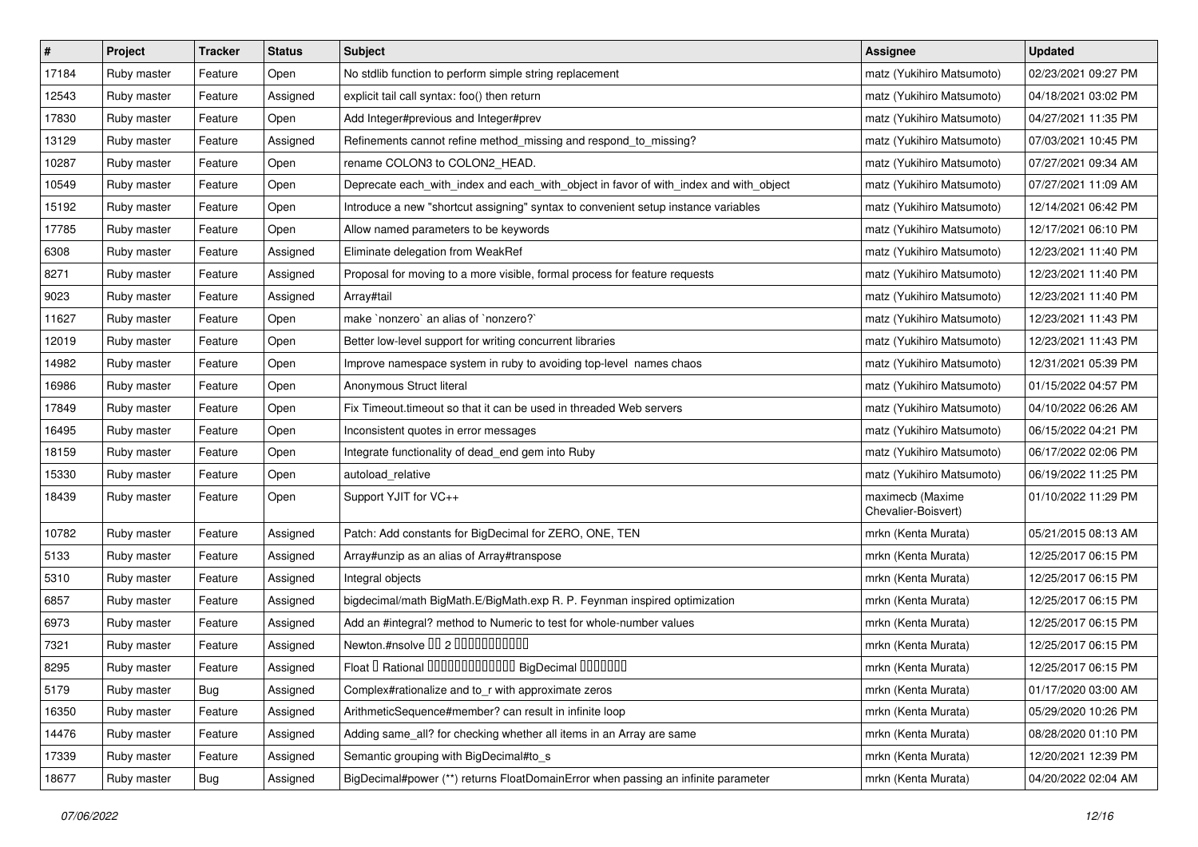| # | Project | Tracker | Status | Subject | Assignee | Updated |
|---|---|---|---|---|---|---|
| 17184 | Ruby master | Feature | Open | No stdlib function to perform simple string replacement | matz (Yukihiro Matsumoto) | 02/23/2021 09:27 PM |
| 12543 | Ruby master | Feature | Assigned | explicit tail call syntax: foo() then return | matz (Yukihiro Matsumoto) | 04/18/2021 03:02 PM |
| 17830 | Ruby master | Feature | Open | Add Integer#previous and Integer#prev | matz (Yukihiro Matsumoto) | 04/27/2021 11:35 PM |
| 13129 | Ruby master | Feature | Assigned | Refinements cannot refine method_missing and respond_to_missing? | matz (Yukihiro Matsumoto) | 07/03/2021 10:45 PM |
| 10287 | Ruby master | Feature | Open | rename COLON3 to COLON2_HEAD. | matz (Yukihiro Matsumoto) | 07/27/2021 09:34 AM |
| 10549 | Ruby master | Feature | Open | Deprecate each_with_index and each_with_object in favor of with_index and with_object | matz (Yukihiro Matsumoto) | 07/27/2021 11:09 AM |
| 15192 | Ruby master | Feature | Open | Introduce a new "shortcut assigning" syntax to convenient setup instance variables | matz (Yukihiro Matsumoto) | 12/14/2021 06:42 PM |
| 17785 | Ruby master | Feature | Open | Allow named parameters to be keywords | matz (Yukihiro Matsumoto) | 12/17/2021 06:10 PM |
| 6308 | Ruby master | Feature | Assigned | Eliminate delegation from WeakRef | matz (Yukihiro Matsumoto) | 12/23/2021 11:40 PM |
| 8271 | Ruby master | Feature | Assigned | Proposal for moving to a more visible, formal process for feature requests | matz (Yukihiro Matsumoto) | 12/23/2021 11:40 PM |
| 9023 | Ruby master | Feature | Assigned | Array#tail | matz (Yukihiro Matsumoto) | 12/23/2021 11:40 PM |
| 11627 | Ruby master | Feature | Open | make `nonzero` an alias of `nonzero?` | matz (Yukihiro Matsumoto) | 12/23/2021 11:43 PM |
| 12019 | Ruby master | Feature | Open | Better low-level support for writing concurrent libraries | matz (Yukihiro Matsumoto) | 12/23/2021 11:43 PM |
| 14982 | Ruby master | Feature | Open | Improve namespace system in ruby to avoiding top-level names chaos | matz (Yukihiro Matsumoto) | 12/31/2021 05:39 PM |
| 16986 | Ruby master | Feature | Open | Anonymous Struct literal | matz (Yukihiro Matsumoto) | 01/15/2022 04:57 PM |
| 17849 | Ruby master | Feature | Open | Fix Timeout.timeout so that it can be used in threaded Web servers | matz (Yukihiro Matsumoto) | 04/10/2022 06:26 AM |
| 16495 | Ruby master | Feature | Open | Inconsistent quotes in error messages | matz (Yukihiro Matsumoto) | 06/15/2022 04:21 PM |
| 18159 | Ruby master | Feature | Open | Integrate functionality of dead_end gem into Ruby | matz (Yukihiro Matsumoto) | 06/17/2022 02:06 PM |
| 15330 | Ruby master | Feature | Open | autoload_relative | matz (Yukihiro Matsumoto) | 06/19/2022 11:25 PM |
| 18439 | Ruby master | Feature | Open | Support YJIT for VC++ | maximecb (Maxime Chevalier-Boisvert) | 01/10/2022 11:29 PM |
| 10782 | Ruby master | Feature | Assigned | Patch: Add constants for BigDecimal for ZERO, ONE, TEN | mrkn (Kenta Murata) | 05/21/2015 08:13 AM |
| 5133 | Ruby master | Feature | Assigned | Array#unzip as an alias of Array#transpose | mrkn (Kenta Murata) | 12/25/2017 06:15 PM |
| 5310 | Ruby master | Feature | Assigned | Integral objects | mrkn (Kenta Murata) | 12/25/2017 06:15 PM |
| 6857 | Ruby master | Feature | Assigned | bigdecimal/math BigMath.E/BigMath.exp R. P. Feynman inspired optimization | mrkn (Kenta Murata) | 12/25/2017 06:15 PM |
| 6973 | Ruby master | Feature | Assigned | Add an #integral? method to Numeric to test for whole-number values | mrkn (Kenta Murata) | 12/25/2017 06:15 PM |
| 7321 | Ruby master | Feature | Assigned | Newton.#nsolve ��� 2 ����������� | mrkn (Kenta Murata) | 12/25/2017 06:15 PM |
| 8295 | Ruby master | Feature | Assigned | Float � Rational ������������� BigDecimal ������� | mrkn (Kenta Murata) | 12/25/2017 06:15 PM |
| 5179 | Ruby master | Bug | Assigned | Complex#rationalize and to_r with approximate zeros | mrkn (Kenta Murata) | 01/17/2020 03:00 AM |
| 16350 | Ruby master | Feature | Assigned | ArithmeticSequence#member? can result in infinite loop | mrkn (Kenta Murata) | 05/29/2020 10:26 PM |
| 14476 | Ruby master | Feature | Assigned | Adding same_all? for checking whether all items in an Array are same | mrkn (Kenta Murata) | 08/28/2020 01:10 PM |
| 17339 | Ruby master | Feature | Assigned | Semantic grouping with BigDecimal#to_s | mrkn (Kenta Murata) | 12/20/2021 12:39 PM |
| 18677 | Ruby master | Bug | Assigned | BigDecimal#power (**) returns FloatDomainError when passing an infinite parameter | mrkn (Kenta Murata) | 04/20/2022 02:04 AM |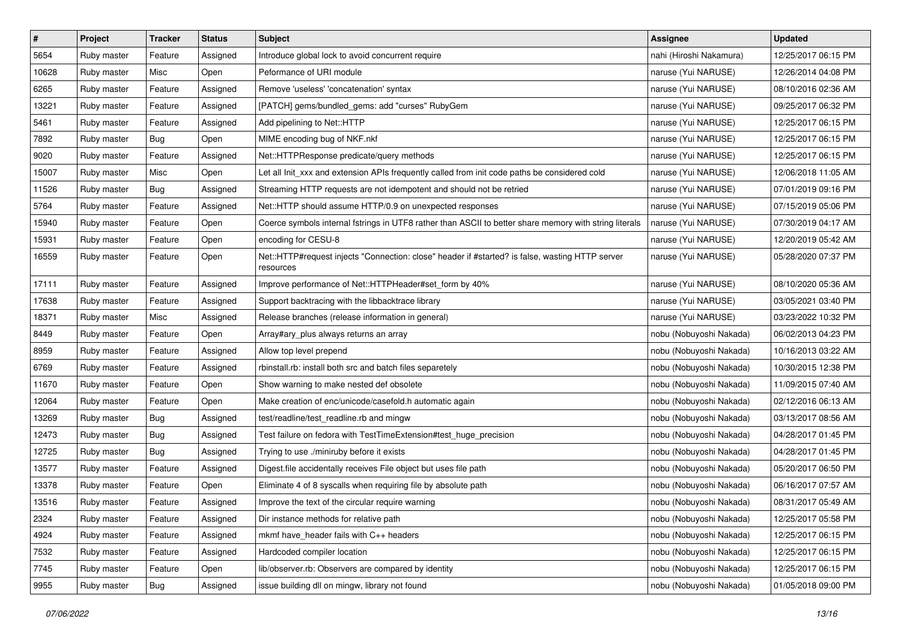| # | Project | Tracker | Status | Subject | Assignee | Updated |
|---|---|---|---|---|---|---|
| 5654 | Ruby master | Feature | Assigned | Introduce global lock to avoid concurrent require | nahi (Hiroshi Nakamura) | 12/25/2017 06:15 PM |
| 10628 | Ruby master | Misc | Open | Peformance of URI module | naruse (Yui NARUSE) | 12/26/2014 04:08 PM |
| 6265 | Ruby master | Feature | Assigned | Remove 'useless' 'concatenation' syntax | naruse (Yui NARUSE) | 08/10/2016 02:36 AM |
| 13221 | Ruby master | Feature | Assigned | [PATCH] gems/bundled_gems: add "curses" RubyGem | naruse (Yui NARUSE) | 09/25/2017 06:32 PM |
| 5461 | Ruby master | Feature | Assigned | Add pipelining to Net::HTTP | naruse (Yui NARUSE) | 12/25/2017 06:15 PM |
| 7892 | Ruby master | Bug | Open | MIME encoding bug of NKF.nkf | naruse (Yui NARUSE) | 12/25/2017 06:15 PM |
| 9020 | Ruby master | Feature | Assigned | Net::HTTPResponse predicate/query methods | naruse (Yui NARUSE) | 12/25/2017 06:15 PM |
| 15007 | Ruby master | Misc | Open | Let all Init_xxx and extension APIs frequently called from init code paths be considered cold | naruse (Yui NARUSE) | 12/06/2018 11:05 AM |
| 11526 | Ruby master | Bug | Assigned | Streaming HTTP requests are not idempotent and should not be retried | naruse (Yui NARUSE) | 07/01/2019 09:16 PM |
| 5764 | Ruby master | Feature | Assigned | Net::HTTP should assume HTTP/0.9 on unexpected responses | naruse (Yui NARUSE) | 07/15/2019 05:06 PM |
| 15940 | Ruby master | Feature | Open | Coerce symbols internal fstrings in UTF8 rather than ASCII to better share memory with string literals | naruse (Yui NARUSE) | 07/30/2019 04:17 AM |
| 15931 | Ruby master | Feature | Open | encoding for CESU-8 | naruse (Yui NARUSE) | 12/20/2019 05:42 AM |
| 16559 | Ruby master | Feature | Open | Net::HTTP#request injects "Connection: close" header if #started? is false, wasting HTTP server resources | naruse (Yui NARUSE) | 05/28/2020 07:37 PM |
| 17111 | Ruby master | Feature | Assigned | Improve performance of Net::HTTPHeader#set_form by 40% | naruse (Yui NARUSE) | 08/10/2020 05:36 AM |
| 17638 | Ruby master | Feature | Assigned | Support backtracing with the libbacktrace library | naruse (Yui NARUSE) | 03/05/2021 03:40 PM |
| 18371 | Ruby master | Misc | Assigned | Release branches (release information in general) | naruse (Yui NARUSE) | 03/23/2022 10:32 PM |
| 8449 | Ruby master | Feature | Open | Array#ary_plus always returns an array | nobu (Nobuyoshi Nakada) | 06/02/2013 04:23 PM |
| 8959 | Ruby master | Feature | Assigned | Allow top level prepend | nobu (Nobuyoshi Nakada) | 10/16/2013 03:22 AM |
| 6769 | Ruby master | Feature | Assigned | rbinstall.rb: install both src and batch files separetely | nobu (Nobuyoshi Nakada) | 10/30/2015 12:38 PM |
| 11670 | Ruby master | Feature | Open | Show warning to make nested def obsolete | nobu (Nobuyoshi Nakada) | 11/09/2015 07:40 AM |
| 12064 | Ruby master | Feature | Open | Make creation of enc/unicode/casefold.h automatic again | nobu (Nobuyoshi Nakada) | 02/12/2016 06:13 AM |
| 13269 | Ruby master | Bug | Assigned | test/readline/test_readline.rb and mingw | nobu (Nobuyoshi Nakada) | 03/13/2017 08:56 AM |
| 12473 | Ruby master | Bug | Assigned | Test failure on fedora with TestTimeExtension#test_huge_precision | nobu (Nobuyoshi Nakada) | 04/28/2017 01:45 PM |
| 12725 | Ruby master | Bug | Assigned | Trying to use ./miniruby before it exists | nobu (Nobuyoshi Nakada) | 04/28/2017 01:45 PM |
| 13577 | Ruby master | Feature | Assigned | Digest.file accidentally receives File object but uses file path | nobu (Nobuyoshi Nakada) | 05/20/2017 06:50 PM |
| 13378 | Ruby master | Feature | Open | Eliminate 4 of 8 syscalls when requiring file by absolute path | nobu (Nobuyoshi Nakada) | 06/16/2017 07:57 AM |
| 13516 | Ruby master | Feature | Assigned | Improve the text of the circular require warning | nobu (Nobuyoshi Nakada) | 08/31/2017 05:49 AM |
| 2324 | Ruby master | Feature | Assigned | Dir instance methods for relative path | nobu (Nobuyoshi Nakada) | 12/25/2017 05:58 PM |
| 4924 | Ruby master | Feature | Assigned | mkmf have_header fails with C++ headers | nobu (Nobuyoshi Nakada) | 12/25/2017 06:15 PM |
| 7532 | Ruby master | Feature | Assigned | Hardcoded compiler location | nobu (Nobuyoshi Nakada) | 12/25/2017 06:15 PM |
| 7745 | Ruby master | Feature | Open | lib/observer.rb: Observers are compared by identity | nobu (Nobuyoshi Nakada) | 12/25/2017 06:15 PM |
| 9955 | Ruby master | Bug | Assigned | issue building dll on mingw, library not found | nobu (Nobuyoshi Nakada) | 01/05/2018 09:00 PM |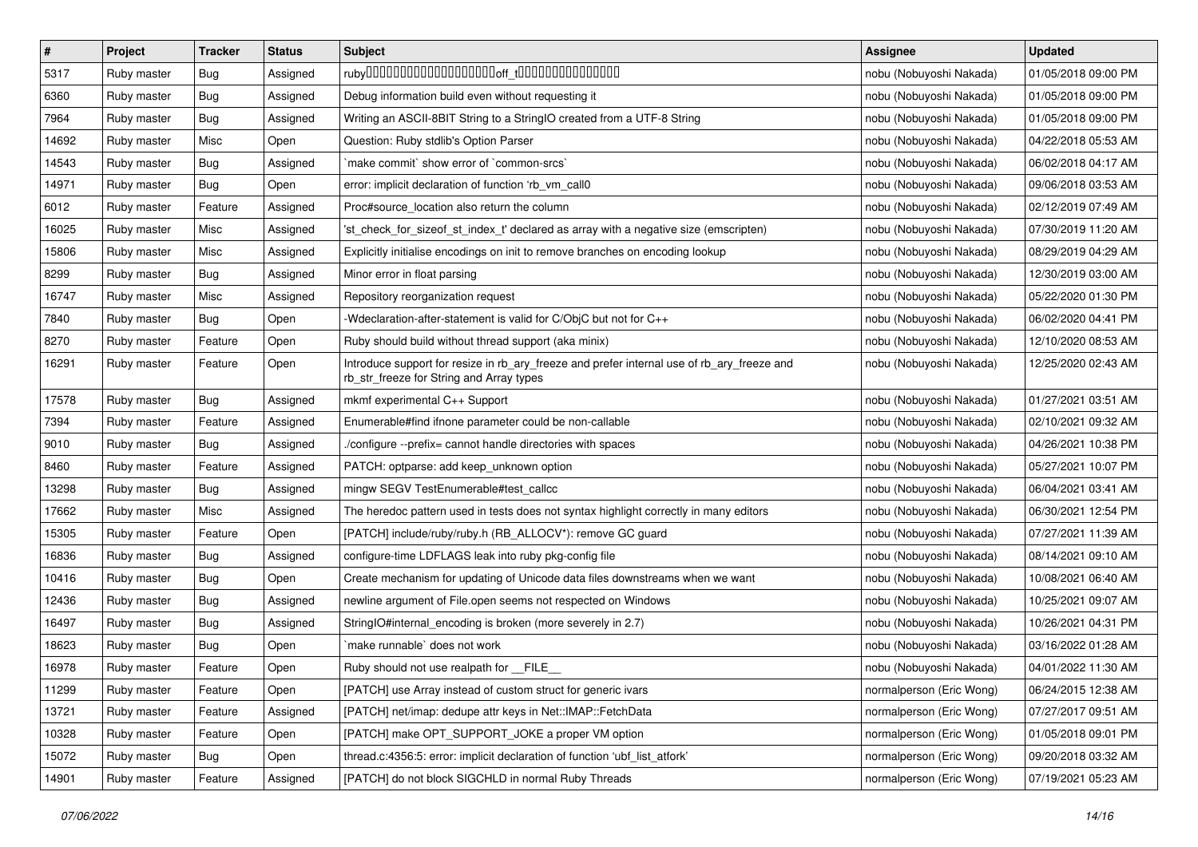| # | Project | Tracker | Status | Subject | Assignee | Updated |
|---|---|---|---|---|---|---|
| 5317 | Ruby master | Bug | Assigned | ruby󠁿󠁿󠁿󠁿󠁿󠁿󠁿󠁿󠁿󠁿󠁿󠁿󠁿󠁿󠁿󠁿󠁿󠁿󠁿󠁿off_t󠁿󠁿󠁿󠁿󠁿󠁿󠁿󠁿󠁿󠁿󠁿󠁿󠁿󠁿󠁿 | nobu (Nobuyoshi Nakada) | 01/05/2018 09:00 PM |
| 6360 | Ruby master | Bug | Assigned | Debug information build even without requesting it | nobu (Nobuyoshi Nakada) | 01/05/2018 09:00 PM |
| 7964 | Ruby master | Bug | Assigned | Writing an ASCII-8BIT String to a StringIO created from a UTF-8 String | nobu (Nobuyoshi Nakada) | 01/05/2018 09:00 PM |
| 14692 | Ruby master | Misc | Open | Question: Ruby stdlib's Option Parser | nobu (Nobuyoshi Nakada) | 04/22/2018 05:53 AM |
| 14543 | Ruby master | Bug | Assigned | `make commit` show error of `common-srcs` | nobu (Nobuyoshi Nakada) | 06/02/2018 04:17 AM |
| 14971 | Ruby master | Bug | Open | error: implicit declaration of function 'rb_vm_call0 | nobu (Nobuyoshi Nakada) | 09/06/2018 03:53 AM |
| 6012 | Ruby master | Feature | Assigned | Proc#source_location also return the column | nobu (Nobuyoshi Nakada) | 02/12/2019 07:49 AM |
| 16025 | Ruby master | Misc | Assigned | 'st_check_for_sizeof_st_index_t' declared as array with a negative size (emscripten) | nobu (Nobuyoshi Nakada) | 07/30/2019 11:20 AM |
| 15806 | Ruby master | Misc | Assigned | Explicitly initialise encodings on init to remove branches on encoding lookup | nobu (Nobuyoshi Nakada) | 08/29/2019 04:29 AM |
| 8299 | Ruby master | Bug | Assigned | Minor error in float parsing | nobu (Nobuyoshi Nakada) | 12/30/2019 03:00 AM |
| 16747 | Ruby master | Misc | Assigned | Repository reorganization request | nobu (Nobuyoshi Nakada) | 05/22/2020 01:30 PM |
| 7840 | Ruby master | Bug | Open | -Wdeclaration-after-statement is valid for C/ObjC but not for C++ | nobu (Nobuyoshi Nakada) | 06/02/2020 04:41 PM |
| 8270 | Ruby master | Feature | Open | Ruby should build without thread support (aka minix) | nobu (Nobuyoshi Nakada) | 12/10/2020 08:53 AM |
| 16291 | Ruby master | Feature | Open | Introduce support for resize in rb_ary_freeze and prefer internal use of rb_ary_freeze and rb_str_freeze for String and Array types | nobu (Nobuyoshi Nakada) | 12/25/2020 02:43 AM |
| 17578 | Ruby master | Bug | Assigned | mkmf experimental C++ Support | nobu (Nobuyoshi Nakada) | 01/27/2021 03:51 AM |
| 7394 | Ruby master | Feature | Assigned | Enumerable#find ifnone parameter could be non-callable | nobu (Nobuyoshi Nakada) | 02/10/2021 09:32 AM |
| 9010 | Ruby master | Bug | Assigned | ./configure --prefix= cannot handle directories with spaces | nobu (Nobuyoshi Nakada) | 04/26/2021 10:38 PM |
| 8460 | Ruby master | Feature | Assigned | PATCH: optparse: add keep_unknown option | nobu (Nobuyoshi Nakada) | 05/27/2021 10:07 PM |
| 13298 | Ruby master | Bug | Assigned | mingw SEGV TestEnumerable#test_callcc | nobu (Nobuyoshi Nakada) | 06/04/2021 03:41 AM |
| 17662 | Ruby master | Misc | Assigned | The heredoc pattern used in tests does not syntax highlight correctly in many editors | nobu (Nobuyoshi Nakada) | 06/30/2021 12:54 PM |
| 15305 | Ruby master | Feature | Open | [PATCH] include/ruby/ruby.h (RB_ALLOCV*): remove GC guard | nobu (Nobuyoshi Nakada) | 07/27/2021 11:39 AM |
| 16836 | Ruby master | Bug | Assigned | configure-time LDFLAGS leak into ruby pkg-config file | nobu (Nobuyoshi Nakada) | 08/14/2021 09:10 AM |
| 10416 | Ruby master | Bug | Open | Create mechanism for updating of Unicode data files downstreams when we want | nobu (Nobuyoshi Nakada) | 10/08/2021 06:40 AM |
| 12436 | Ruby master | Bug | Assigned | newline argument of File.open seems not respected on Windows | nobu (Nobuyoshi Nakada) | 10/25/2021 09:07 AM |
| 16497 | Ruby master | Bug | Assigned | StringIO#internal_encoding is broken (more severely in 2.7) | nobu (Nobuyoshi Nakada) | 10/26/2021 04:31 PM |
| 18623 | Ruby master | Bug | Open | `make runnable` does not work | nobu (Nobuyoshi Nakada) | 03/16/2022 01:28 AM |
| 16978 | Ruby master | Feature | Open | Ruby should not use realpath for __FILE__ | nobu (Nobuyoshi Nakada) | 04/01/2022 11:30 AM |
| 11299 | Ruby master | Feature | Open | [PATCH] use Array instead of custom struct for generic ivars | normalperson (Eric Wong) | 06/24/2015 12:38 AM |
| 13721 | Ruby master | Feature | Assigned | [PATCH] net/imap: dedupe attr keys in Net::IMAP::FetchData | normalperson (Eric Wong) | 07/27/2017 09:51 AM |
| 10328 | Ruby master | Feature | Open | [PATCH] make OPT_SUPPORT_JOKE a proper VM option | normalperson (Eric Wong) | 01/05/2018 09:01 PM |
| 15072 | Ruby master | Bug | Open | thread.c:4356:5: error: implicit declaration of function 'ubf_list_atfork' | normalperson (Eric Wong) | 09/20/2018 03:32 AM |
| 14901 | Ruby master | Feature | Assigned | [PATCH] do not block SIGCHLD in normal Ruby Threads | normalperson (Eric Wong) | 07/19/2021 05:23 AM |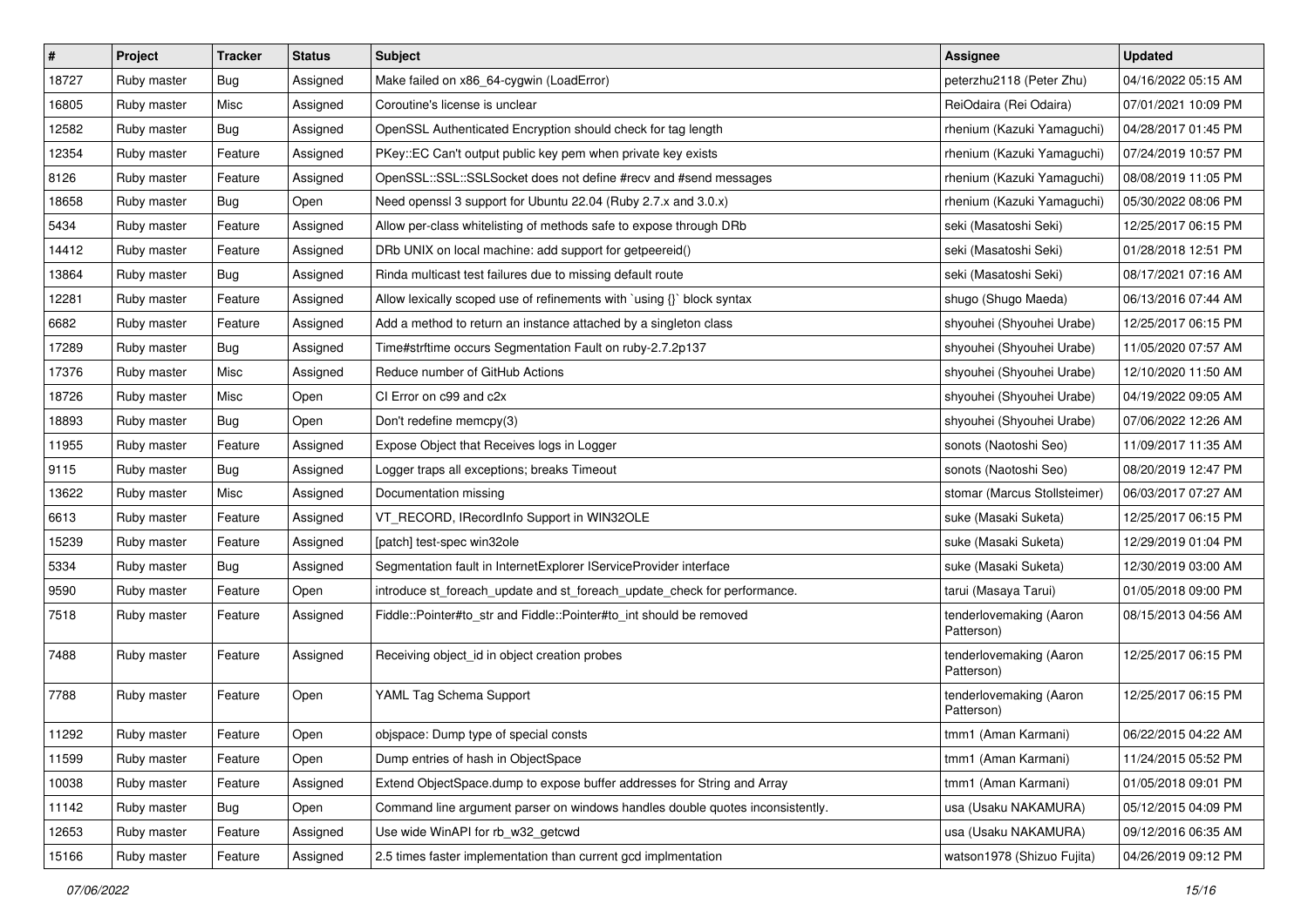| # | Project | Tracker | Status | Subject | Assignee | Updated |
|---|---|---|---|---|---|---|
| 18727 | Ruby master | Bug | Assigned | Make failed on x86_64-cygwin (LoadError) | peterzhu2118 (Peter Zhu) | 04/16/2022 05:15 AM |
| 16805 | Ruby master | Misc | Assigned | Coroutine's license is unclear | ReiOdaira (Rei Odaira) | 07/01/2021 10:09 PM |
| 12582 | Ruby master | Bug | Assigned | OpenSSL Authenticated Encryption should check for tag length | rhenium (Kazuki Yamaguchi) | 04/28/2017 01:45 PM |
| 12354 | Ruby master | Feature | Assigned | PKey::EC Can't output public key pem when private key exists | rhenium (Kazuki Yamaguchi) | 07/24/2019 10:57 PM |
| 8126 | Ruby master | Feature | Assigned | OpenSSL::SSL::SSLSocket does not define #recv and #send messages | rhenium (Kazuki Yamaguchi) | 08/08/2019 11:05 PM |
| 18658 | Ruby master | Bug | Open | Need openssl 3 support for Ubuntu 22.04 (Ruby 2.7.x and 3.0.x) | rhenium (Kazuki Yamaguchi) | 05/30/2022 08:06 PM |
| 5434 | Ruby master | Feature | Assigned | Allow per-class whitelisting of methods safe to expose through DRb | seki (Masatoshi Seki) | 12/25/2017 06:15 PM |
| 14412 | Ruby master | Feature | Assigned | DRb UNIX on local machine: add support for getpeereid() | seki (Masatoshi Seki) | 01/28/2018 12:51 PM |
| 13864 | Ruby master | Bug | Assigned | Rinda multicast test failures due to missing default route | seki (Masatoshi Seki) | 08/17/2021 07:16 AM |
| 12281 | Ruby master | Feature | Assigned | Allow lexically scoped use of refinements with `using {}` block syntax | shugo (Shugo Maeda) | 06/13/2016 07:44 AM |
| 6682 | Ruby master | Feature | Assigned | Add a method to return an instance attached by a singleton class | shyouhei (Shyouhei Urabe) | 12/25/2017 06:15 PM |
| 17289 | Ruby master | Bug | Assigned | Time#strftime occurs Segmentation Fault on ruby-2.7.2p137 | shyouhei (Shyouhei Urabe) | 11/05/2020 07:57 AM |
| 17376 | Ruby master | Misc | Assigned | Reduce number of GitHub Actions | shyouhei (Shyouhei Urabe) | 12/10/2020 11:50 AM |
| 18726 | Ruby master | Misc | Open | CI Error on c99 and c2x | shyouhei (Shyouhei Urabe) | 04/19/2022 09:05 AM |
| 18893 | Ruby master | Bug | Open | Don't redefine memcpy(3) | shyouhei (Shyouhei Urabe) | 07/06/2022 12:26 AM |
| 11955 | Ruby master | Feature | Assigned | Expose Object that Receives logs in Logger | sonots (Naotoshi Seo) | 11/09/2017 11:35 AM |
| 9115 | Ruby master | Bug | Assigned | Logger traps all exceptions; breaks Timeout | sonots (Naotoshi Seo) | 08/20/2019 12:47 PM |
| 13622 | Ruby master | Misc | Assigned | Documentation missing | stomar (Marcus Stollsteimer) | 06/03/2017 07:27 AM |
| 6613 | Ruby master | Feature | Assigned | VT_RECORD, IRecordInfo Support in WIN32OLE | suke (Masaki Suketa) | 12/25/2017 06:15 PM |
| 15239 | Ruby master | Feature | Assigned | [patch] test-spec win32ole | suke (Masaki Suketa) | 12/29/2019 01:04 PM |
| 5334 | Ruby master | Bug | Assigned | Segmentation fault in InternetExplorer IServiceProvider interface | suke (Masaki Suketa) | 12/30/2019 03:00 AM |
| 9590 | Ruby master | Feature | Open | introduce st_foreach_update and st_foreach_update_check for performance. | tarui (Masaya Tarui) | 01/05/2018 09:00 PM |
| 7518 | Ruby master | Feature | Assigned | Fiddle::Pointer#to_str and Fiddle::Pointer#to_int should be removed | tenderlovemaking (Aaron Patterson) | 08/15/2013 04:56 AM |
| 7488 | Ruby master | Feature | Assigned | Receiving object_id in object creation probes | tenderlovemaking (Aaron Patterson) | 12/25/2017 06:15 PM |
| 7788 | Ruby master | Feature | Open | YAML Tag Schema Support | tenderlovemaking (Aaron Patterson) | 12/25/2017 06:15 PM |
| 11292 | Ruby master | Feature | Open | objspace: Dump type of special consts | tmm1 (Aman Karmani) | 06/22/2015 04:22 AM |
| 11599 | Ruby master | Feature | Open | Dump entries of hash in ObjectSpace | tmm1 (Aman Karmani) | 11/24/2015 05:52 PM |
| 10038 | Ruby master | Feature | Assigned | Extend ObjectSpace.dump to expose buffer addresses for String and Array | tmm1 (Aman Karmani) | 01/05/2018 09:01 PM |
| 11142 | Ruby master | Bug | Open | Command line argument parser on windows handles double quotes inconsistently. | usa (Usaku NAKAMURA) | 05/12/2015 04:09 PM |
| 12653 | Ruby master | Feature | Assigned | Use wide WinAPI for rb_w32_getcwd | usa (Usaku NAKAMURA) | 09/12/2016 06:35 AM |
| 15166 | Ruby master | Feature | Assigned | 2.5 times faster implementation than current gcd implmentation | watson1978 (Shizuo Fujita) | 04/26/2019 09:12 PM |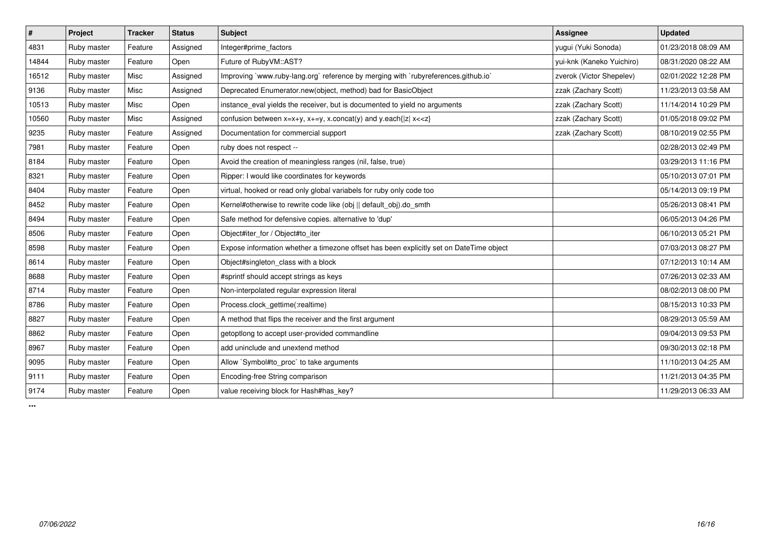| # | Project | Tracker | Status | Subject | Assignee | Updated |
|---|---|---|---|---|---|---|
| 4831 | Ruby master | Feature | Assigned | Integer#prime_factors | yugui (Yuki Sonoda) | 01/23/2018 08:09 AM |
| 14844 | Ruby master | Feature | Open | Future of RubyVM::AST? | yui-knk (Kaneko Yuichiro) | 08/31/2020 08:22 AM |
| 16512 | Ruby master | Misc | Assigned | Improving `www.ruby-lang.org` reference by merging with `rubyreferences.github.io` | zverok (Victor Shepelev) | 02/01/2022 12:28 PM |
| 9136 | Ruby master | Misc | Assigned | Deprecated Enumerator.new(object, method) bad for BasicObject | zzak (Zachary Scott) | 11/23/2013 03:58 AM |
| 10513 | Ruby master | Misc | Open | instance_eval yields the receiver, but is documented to yield no arguments | zzak (Zachary Scott) | 11/14/2014 10:29 PM |
| 10560 | Ruby master | Misc | Assigned | confusion between x=x+y, x+=y, x.concat(y) and y.each{\|z\| x<<z} | zzak (Zachary Scott) | 01/05/2018 09:02 PM |
| 9235 | Ruby master | Feature | Assigned | Documentation for commercial support | zzak (Zachary Scott) | 08/10/2019 02:55 PM |
| 7981 | Ruby master | Feature | Open | ruby does not respect -- | | 02/28/2013 02:49 PM |
| 8184 | Ruby master | Feature | Open | Avoid the creation of meaningless ranges (nil, false, true) | | 03/29/2013 11:16 PM |
| 8321 | Ruby master | Feature | Open | Ripper: I would like coordinates for keywords | | 05/10/2013 07:01 PM |
| 8404 | Ruby master | Feature | Open | virtual, hooked or read only global variabels for ruby only code too | | 05/14/2013 09:19 PM |
| 8452 | Ruby master | Feature | Open | Kernel#otherwise to rewrite code like (obj \|\| default_obj).do_smth | | 05/26/2013 08:41 PM |
| 8494 | Ruby master | Feature | Open | Safe method for defensive copies. alternative to 'dup' | | 06/05/2013 04:26 PM |
| 8506 | Ruby master | Feature | Open | Object#iter_for / Object#to_iter | | 06/10/2013 05:21 PM |
| 8598 | Ruby master | Feature | Open | Expose information whether a timezone offset has been explicitly set on DateTime object | | 07/03/2013 08:27 PM |
| 8614 | Ruby master | Feature | Open | Object#singleton_class with a block | | 07/12/2013 10:14 AM |
| 8688 | Ruby master | Feature | Open | #sprintf should accept strings as keys | | 07/26/2013 02:33 AM |
| 8714 | Ruby master | Feature | Open | Non-interpolated regular expression literal | | 08/02/2013 08:00 PM |
| 8786 | Ruby master | Feature | Open | Process.clock_gettime(:realtime) | | 08/15/2013 10:33 PM |
| 8827 | Ruby master | Feature | Open | A method that flips the receiver and the first argument | | 08/29/2013 05:59 AM |
| 8862 | Ruby master | Feature | Open | getoptlong to accept user-provided commandline | | 09/04/2013 09:53 PM |
| 8967 | Ruby master | Feature | Open | add uninclude and unextend method | | 09/30/2013 02:18 PM |
| 9095 | Ruby master | Feature | Open | Allow `Symbol#to_proc` to take arguments | | 11/10/2013 04:25 AM |
| 9111 | Ruby master | Feature | Open | Encoding-free String comparison | | 11/21/2013 04:35 PM |
| 9174 | Ruby master | Feature | Open | value receiving block for Hash#has_key? | | 11/29/2013 06:33 AM |

...